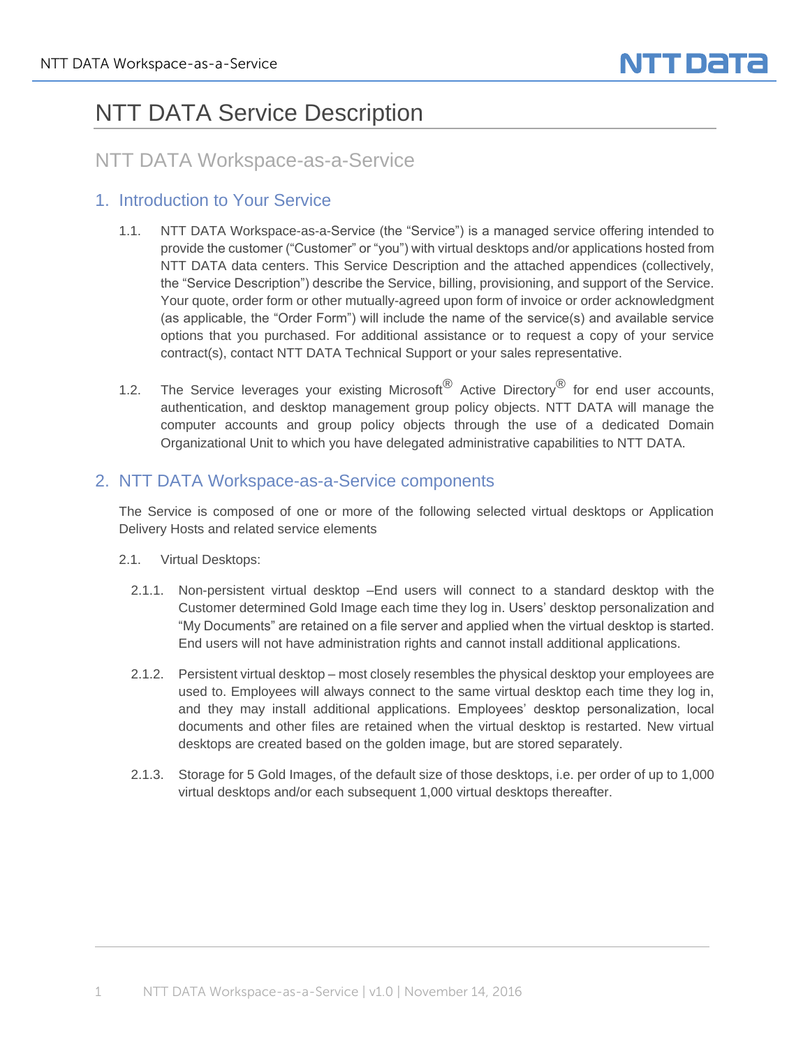# NTT DATA Service Description

## NTT DATA Workspace-as-a-Service

### 1. Introduction to Your Service

1.1. NTT DATA Workspace-as-a-Service (the "Service") is a managed service offering intended to provide the customer ("Customer" or "you") with virtual desktops and/or applications hosted from NTT DATA data centers. This Service Description and the attached appendices (collectively, the "Service Description") describe the Service, billing, provisioning, and support of the Service. Your quote, order form or other mutually-agreed upon form of invoice or order acknowledgment (as applicable, the "Order Form") will include the name of the service(s) and available service options that you purchased. For additional assistance or to request a copy of your service contract(s), contact NTT DATA Technical Support or your sales representative.

1.2. The Service leverages your existing Microsoft® Active Directory® for end user accounts, authentication, and desktop management group policy objects. NTT DATA will manage the computer accounts and group policy objects through the use of a dedicated Domain Organizational Unit to which you have delegated administrative capabilities to NTT DATA.

### 2. NTT DATA Workspace-as-a-Service components

The Service is composed of one or more of the following selected virtual desktops or Application Delivery Hosts and related service elements

2.1. Virtual Desktops:

2.1.1. Non-persistent virtual desktop –End users will connect to a standard desktop with the Customer determined Gold Image each time they log in. Users' desktop personalization and "My Documents" are retained on a file server and applied when the virtual desktop is started. End users will not have administration rights and cannot install additional applications.

2.1.2. Persistent virtual desktop – most closely resembles the physical desktop your employees are used to. Employees will always connect to the same virtual desktop each time they log in, and they may install additional applications. Employees' desktop personalization, local documents and other files are retained when the virtual desktop is restarted. New virtual desktops are created based on the golden image, but are stored separately.

2.1.3. Storage for 5 Gold Images, of the default size of those desktops, i.e. per order of up to 1,000 virtual desktops and/or each subsequent 1,000 virtual desktops thereafter.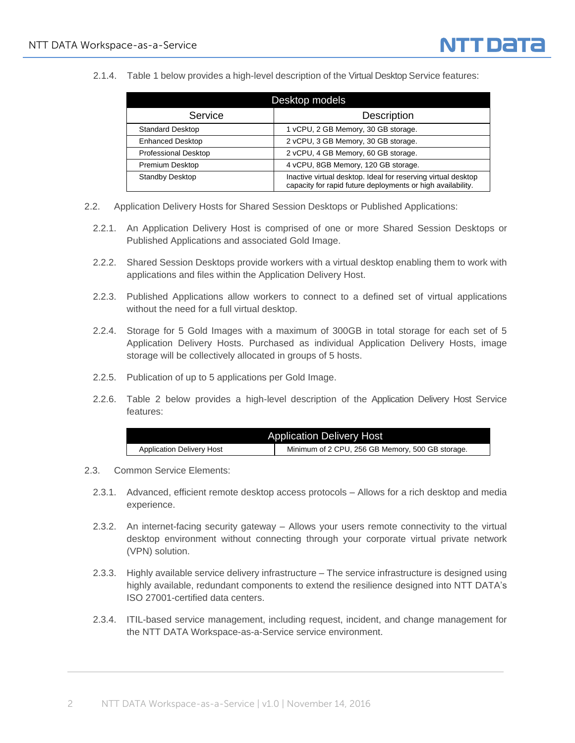2.1.4. Table 1 below provides a high-level description of the Virtual Desktop Service features:

| Desktop models | |
|---|---|
| **Service** | **Description** |
| Standard Desktop | 1 vCPU, 2 GB Memory, 30 GB storage. |
| Enhanced Desktop | 2 vCPU, 3 GB Memory, 30 GB storage. |
| Professional Desktop | 2 vCPU, 4 GB Memory, 60 GB storage. |
| Premium Desktop | 4 vCPU, 8GB Memory, 120 GB storage. |
| Standby Desktop | Inactive virtual desktop. Ideal for reserving virtual desktop capacity for rapid future deployments or high availability. |

2.2. Application Delivery Hosts for Shared Session Desktops or Published Applications:

2.2.1. An Application Delivery Host is comprised of one or more Shared Session Desktops or Published Applications and associated Gold Image.

2.2.2. Shared Session Desktops provide workers with a virtual desktop enabling them to work with applications and files within the Application Delivery Host.

2.2.3. Published Applications allow workers to connect to a defined set of virtual applications without the need for a full virtual desktop.

2.2.4. Storage for 5 Gold Images with a maximum of 300GB in total storage for each set of 5 Application Delivery Hosts. Purchased as individual Application Delivery Hosts, image storage will be collectively allocated in groups of 5 hosts.

2.2.5. Publication of up to 5 applications per Gold Image.

2.2.6. Table 2 below provides a high-level description of the Application Delivery Host Service features:

| Application Delivery Host | |
|---|---|
| Application Delivery Host | Minimum of 2 CPU, 256 GB Memory, 500 GB storage. |

2.3. Common Service Elements:

2.3.1. Advanced, efficient remote desktop access protocols – Allows for a rich desktop and media experience.

2.3.2. An internet-facing security gateway – Allows your users remote connectivity to the virtual desktop environment without connecting through your corporate virtual private network (VPN) solution.

2.3.3. Highly available service delivery infrastructure – The service infrastructure is designed using highly available, redundant components to extend the resilience designed into NTT DATA's ISO 27001-certified data centers.

2.3.4. ITIL-based service management, including request, incident, and change management for the NTT DATA Workspace-as-a-Service service environment.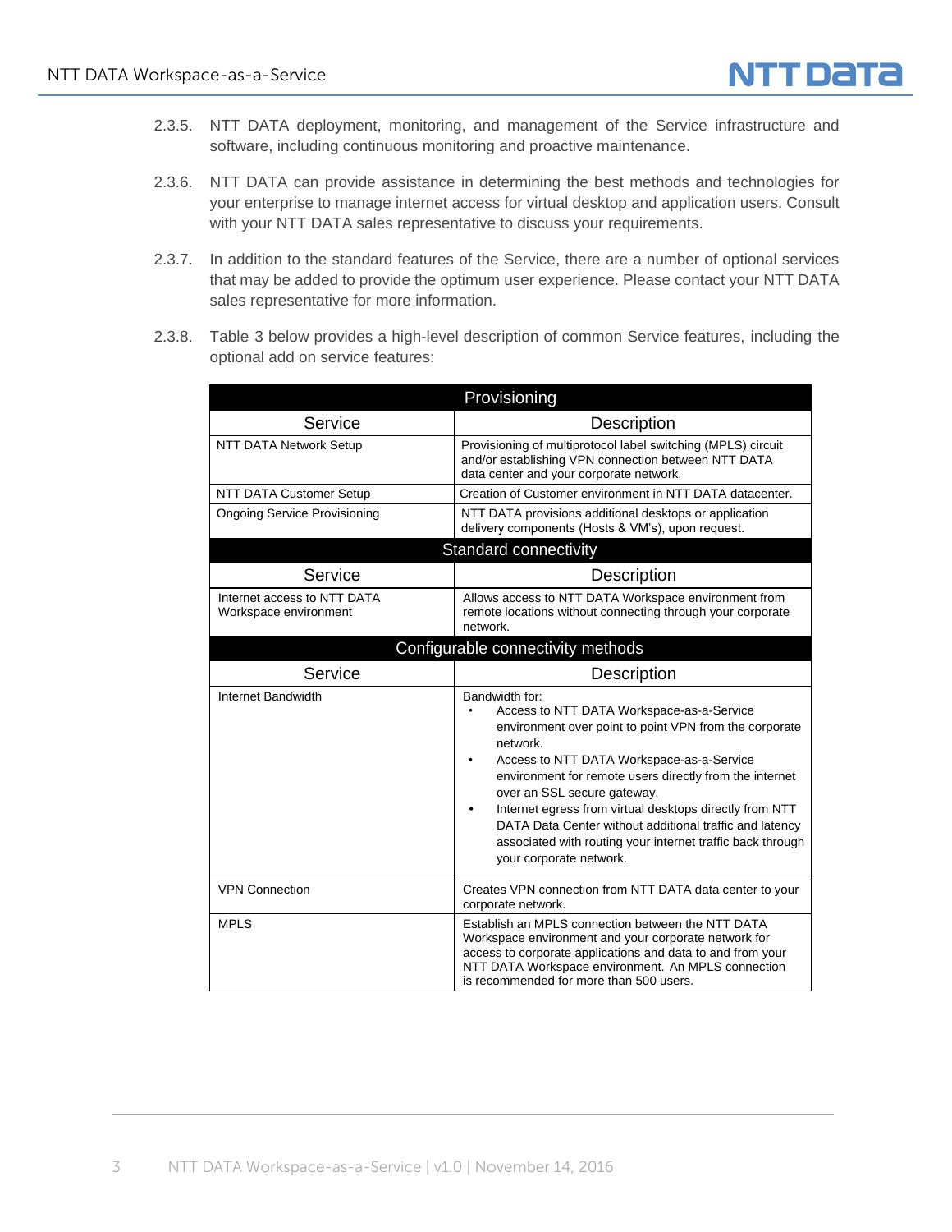2.3.5. NTT DATA deployment, monitoring, and management of the Service infrastructure and software, including continuous monitoring and proactive maintenance.

2.3.6. NTT DATA can provide assistance in determining the best methods and technologies for your enterprise to manage internet access for virtual desktop and application users. Consult with your NTT DATA sales representative to discuss your requirements.

2.3.7. In addition to the standard features of the Service, there are a number of optional services that may be added to provide the optimum user experience. Please contact your NTT DATA sales representative for more information.

2.3.8. Table 3 below provides a high-level description of common Service features, including the optional add on service features:

| Provisioning | |
|---|---|
| **Service** | **Description** |
| NTT DATA Network Setup | Provisioning of multiprotocol label switching (MPLS) circuit and/or establishing VPN connection between NTT DATA data center and your corporate network. |
| NTT DATA Customer Setup | Creation of Customer environment in NTT DATA datacenter. |
| Ongoing Service Provisioning | NTT DATA provisions additional desktops or application delivery components (Hosts & VM's), upon request. |
| **Standard connectivity** | |
| **Service** | **Description** |
| Internet access to NTT DATA Workspace environment | Allows access to NTT DATA Workspace environment from remote locations without connecting through your corporate network. |
| **Configurable connectivity methods** | |
| **Service** | **Description** |
| Internet Bandwidth | Bandwidth for:<br>• Access to NTT DATA Workspace-as-a-Service environment over point to point VPN from the corporate network.<br>• Access to NTT DATA Workspace-as-a-Service environment for remote users directly from the internet over an SSL secure gateway,<br>• Internet egress from virtual desktops directly from NTT DATA Data Center without additional traffic and latency associated with routing your internet traffic back through your corporate network. |
| VPN Connection | Creates VPN connection from NTT DATA data center to your corporate network. |
| MPLS | Establish an MPLS connection between the NTT DATA Workspace environment and your corporate network for access to corporate applications and data to and from your NTT DATA Workspace environment. An MPLS connection is recommended for more than 500 users. |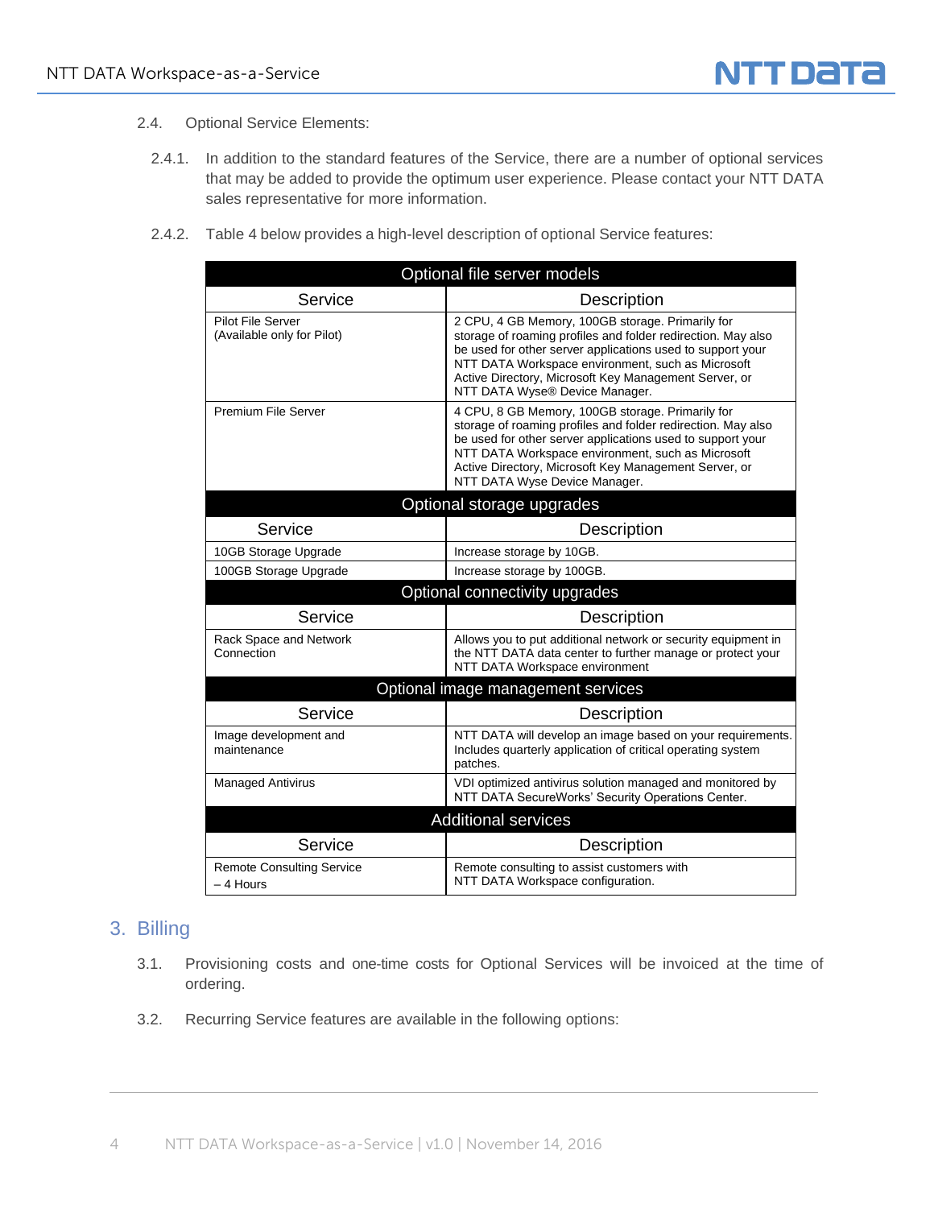2.4. Optional Service Elements:

2.4.1. In addition to the standard features of the Service, there are a number of optional services that may be added to provide the optimum user experience. Please contact your NTT DATA sales representative for more information.

2.4.2. Table 4 below provides a high-level description of optional Service features:

| Optional file server models | |
|---|---|
| **Service** | **Description** |
| Pilot File Server (Available only for Pilot) | 2 CPU, 4 GB Memory, 100GB storage. Primarily for storage of roaming profiles and folder redirection. May also be used for other server applications used to support your NTT DATA Workspace environment, such as Microsoft Active Directory, Microsoft Key Management Server, or NTT DATA Wyse® Device Manager. |
| Premium File Server | 4 CPU, 8 GB Memory, 100GB storage. Primarily for storage of roaming profiles and folder redirection. May also be used for other server applications used to support your NTT DATA Workspace environment, such as Microsoft Active Directory, Microsoft Key Management Server, or NTT DATA Wyse Device Manager. |
| **Optional storage upgrades** | |
| **Service** | **Description** |
| 10GB Storage Upgrade | Increase storage by 10GB. |
| 100GB Storage Upgrade | Increase storage by 100GB. |
| **Optional connectivity upgrades** | |
| **Service** | **Description** |
| Rack Space and Network Connection | Allows you to put additional network or security equipment in the NTT DATA data center to further manage or protect your NTT DATA Workspace environment |
| **Optional image management services** | |
| **Service** | **Description** |
| Image development and maintenance | NTT DATA will develop an image based on your requirements. Includes quarterly application of critical operating system patches. |
| Managed Antivirus | VDI optimized antivirus solution managed and monitored by NTT DATA SecureWorks' Security Operations Center. |
| **Additional services** | |
| **Service** | **Description** |
| Remote Consulting Service – 4 Hours | Remote consulting to assist customers with NTT DATA Workspace configuration. |

# 3. Billing

3.1. Provisioning costs and one-time costs for Optional Services will be invoiced at the time of ordering.

3.2. Recurring Service features are available in the following options: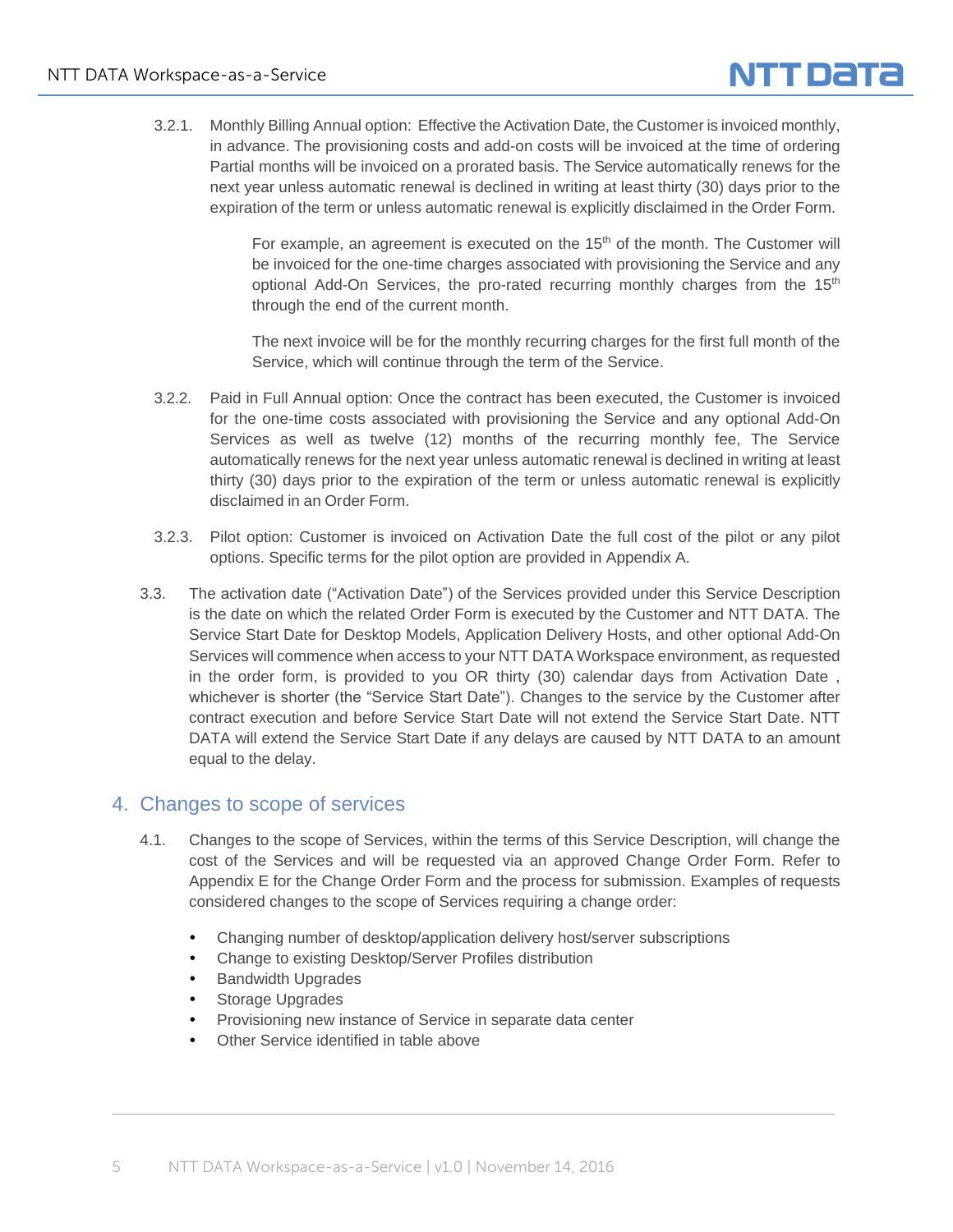3.2.1. Monthly Billing Annual option: Effective the Activation Date, the Customer is invoiced monthly, in advance. The provisioning costs and add-on costs will be invoiced at the time of ordering Partial months will be invoiced on a prorated basis. The Service automatically renews for the next year unless automatic renewal is declined in writing at least thirty (30) days prior to the expiration of the term or unless automatic renewal is explicitly disclaimed in the Order Form.

> For example, an agreement is executed on the 15th of the month. The Customer will be invoiced for the one-time charges associated with provisioning the Service and any optional Add-On Services, the pro-rated recurring monthly charges from the 15th through the end of the current month.
>
> The next invoice will be for the monthly recurring charges for the first full month of the Service, which will continue through the term of the Service.

3.2.2. Paid in Full Annual option: Once the contract has been executed, the Customer is invoiced for the one-time costs associated with provisioning the Service and any optional Add-On Services as well as twelve (12) months of the recurring monthly fee, The Service automatically renews for the next year unless automatic renewal is declined in writing at least thirty (30) days prior to the expiration of the term or unless automatic renewal is explicitly disclaimed in an Order Form.

3.2.3. Pilot option: Customer is invoiced on Activation Date the full cost of the pilot or any pilot options. Specific terms for the pilot option are provided in Appendix A.

3.3. The activation date ("Activation Date") of the Services provided under this Service Description is the date on which the related Order Form is executed by the Customer and NTT DATA. The Service Start Date for Desktop Models, Application Delivery Hosts, and other optional Add-On Services will commence when access to your NTT DATA Workspace environment, as requested in the order form, is provided to you OR thirty (30) calendar days from Activation Date , whichever is shorter (the "Service Start Date"). Changes to the service by the Customer after contract execution and before Service Start Date will not extend the Service Start Date. NTT DATA will extend the Service Start Date if any delays are caused by NTT DATA to an amount equal to the delay.

## 4. Changes to scope of services

4.1. Changes to the scope of Services, within the terms of this Service Description, will change the cost of the Services and will be requested via an approved Change Order Form. Refer to Appendix E for the Change Order Form and the process for submission. Examples of requests considered changes to the scope of Services requiring a change order:

- Changing number of desktop/application delivery host/server subscriptions
- Change to existing Desktop/Server Profiles distribution
- Bandwidth Upgrades
- Storage Upgrades
- Provisioning new instance of Service in separate data center
- Other Service identified in table above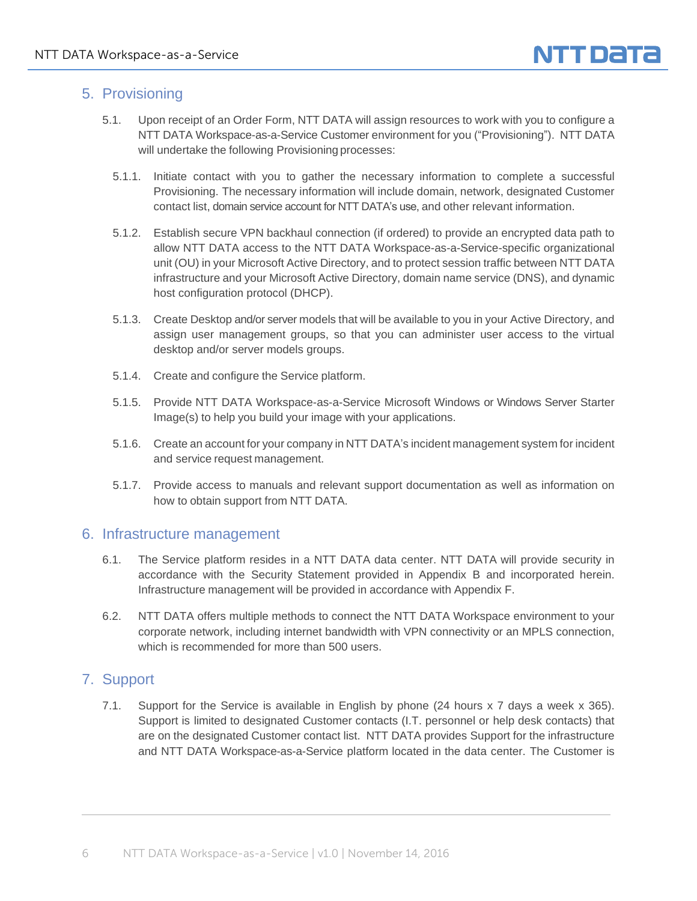## 5. Provisioning

5.1. Upon receipt of an Order Form, NTT DATA will assign resources to work with you to configure a NTT DATA Workspace-as-a-Service Customer environment for you ("Provisioning"). NTT DATA will undertake the following Provisioning processes:

5.1.1. Initiate contact with you to gather the necessary information to complete a successful Provisioning. The necessary information will include domain, network, designated Customer contact list, domain service account for NTT DATA's use, and other relevant information.

5.1.2. Establish secure VPN backhaul connection (if ordered) to provide an encrypted data path to allow NTT DATA access to the NTT DATA Workspace-as-a-Service-specific organizational unit (OU) in your Microsoft Active Directory, and to protect session traffic between NTT DATA infrastructure and your Microsoft Active Directory, domain name service (DNS), and dynamic host configuration protocol (DHCP).

5.1.3. Create Desktop and/or server models that will be available to you in your Active Directory, and assign user management groups, so that you can administer user access to the virtual desktop and/or server models groups.

5.1.4. Create and configure the Service platform.

5.1.5. Provide NTT DATA Workspace-as-a-Service Microsoft Windows or Windows Server Starter Image(s) to help you build your image with your applications.

5.1.6. Create an account for your company in NTT DATA's incident management system for incident and service request management.

5.1.7. Provide access to manuals and relevant support documentation as well as information on how to obtain support from NTT DATA.

## 6. Infrastructure management

6.1. The Service platform resides in a NTT DATA data center. NTT DATA will provide security in accordance with the Security Statement provided in Appendix B and incorporated herein. Infrastructure management will be provided in accordance with Appendix F.

6.2. NTT DATA offers multiple methods to connect the NTT DATA Workspace environment to your corporate network, including internet bandwidth with VPN connectivity or an MPLS connection, which is recommended for more than 500 users.

## 7. Support

7.1. Support for the Service is available in English by phone (24 hours x 7 days a week x 365). Support is limited to designated Customer contacts (I.T. personnel or help desk contacts) that are on the designated Customer contact list. NTT DATA provides Support for the infrastructure and NTT DATA Workspace-as-a-Service platform located in the data center. The Customer is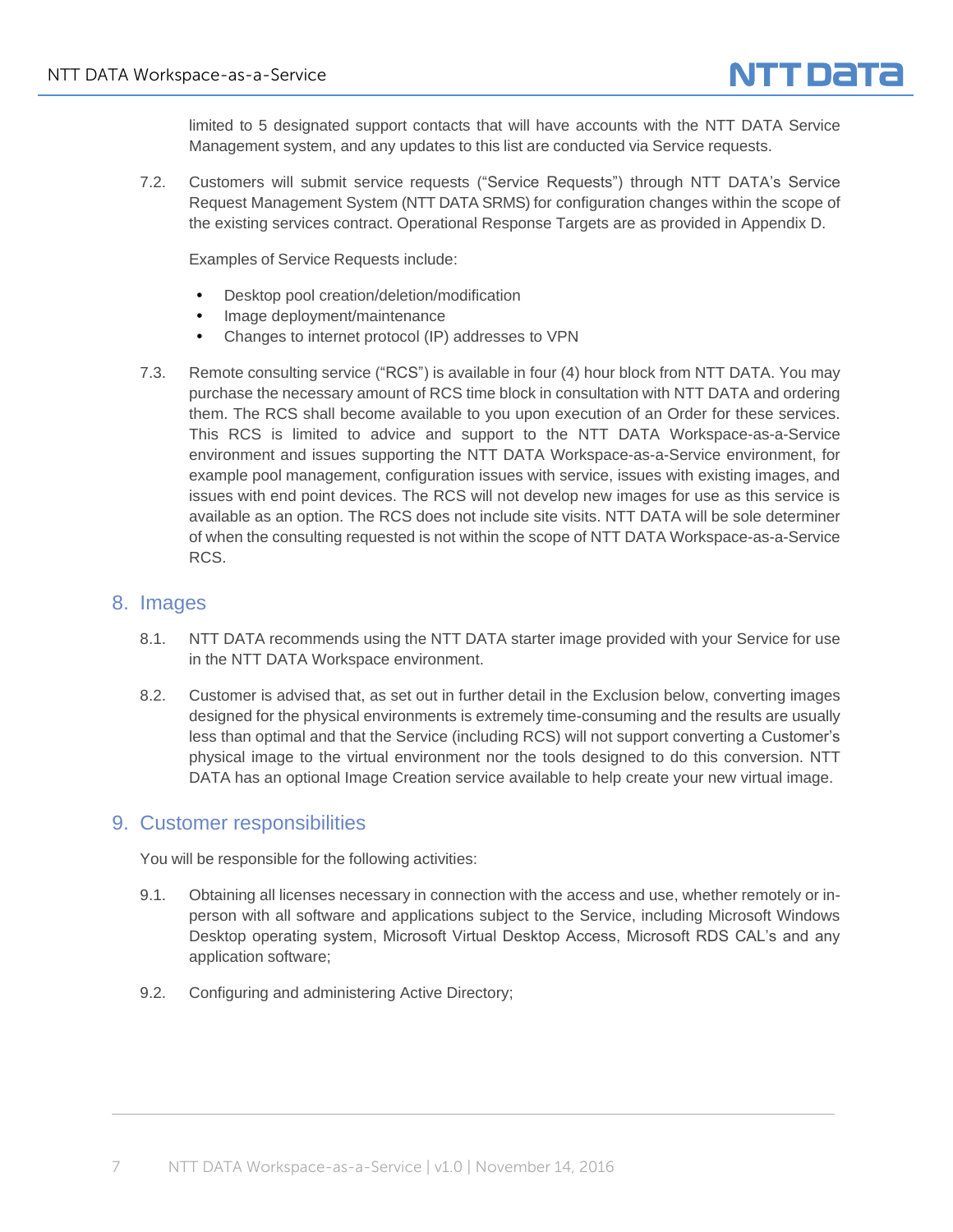limited to 5 designated support contacts that will have accounts with the NTT DATA Service Management system, and any updates to this list are conducted via Service requests.

7.2. Customers will submit service requests ("Service Requests") through NTT DATA's Service Request Management System (NTT DATA SRMS) for configuration changes within the scope of the existing services contract. Operational Response Targets are as provided in Appendix D.

Examples of Service Requests include:

- Desktop pool creation/deletion/modification
- Image deployment/maintenance
- Changes to internet protocol (IP) addresses to VPN

7.3. Remote consulting service ("RCS") is available in four (4) hour block from NTT DATA. You may purchase the necessary amount of RCS time block in consultation with NTT DATA and ordering them. The RCS shall become available to you upon execution of an Order for these services. This RCS is limited to advice and support to the NTT DATA Workspace-as-a-Service environment and issues supporting the NTT DATA Workspace-as-a-Service environment, for example pool management, configuration issues with service, issues with existing images, and issues with end point devices. The RCS will not develop new images for use as this service is available as an option. The RCS does not include site visits. NTT DATA will be sole determiner of when the consulting requested is not within the scope of NTT DATA Workspace-as-a-Service RCS.

## 8. Images

8.1. NTT DATA recommends using the NTT DATA starter image provided with your Service for use in the NTT DATA Workspace environment.

8.2. Customer is advised that, as set out in further detail in the Exclusion below, converting images designed for the physical environments is extremely time-consuming and the results are usually less than optimal and that the Service (including RCS) will not support converting a Customer's physical image to the virtual environment nor the tools designed to do this conversion. NTT DATA has an optional Image Creation service available to help create your new virtual image.

## 9. Customer responsibilities

You will be responsible for the following activities:

9.1. Obtaining all licenses necessary in connection with the access and use, whether remotely or in-person with all software and applications subject to the Service, including Microsoft Windows Desktop operating system, Microsoft Virtual Desktop Access, Microsoft RDS CAL's and any application software;

9.2. Configuring and administering Active Directory;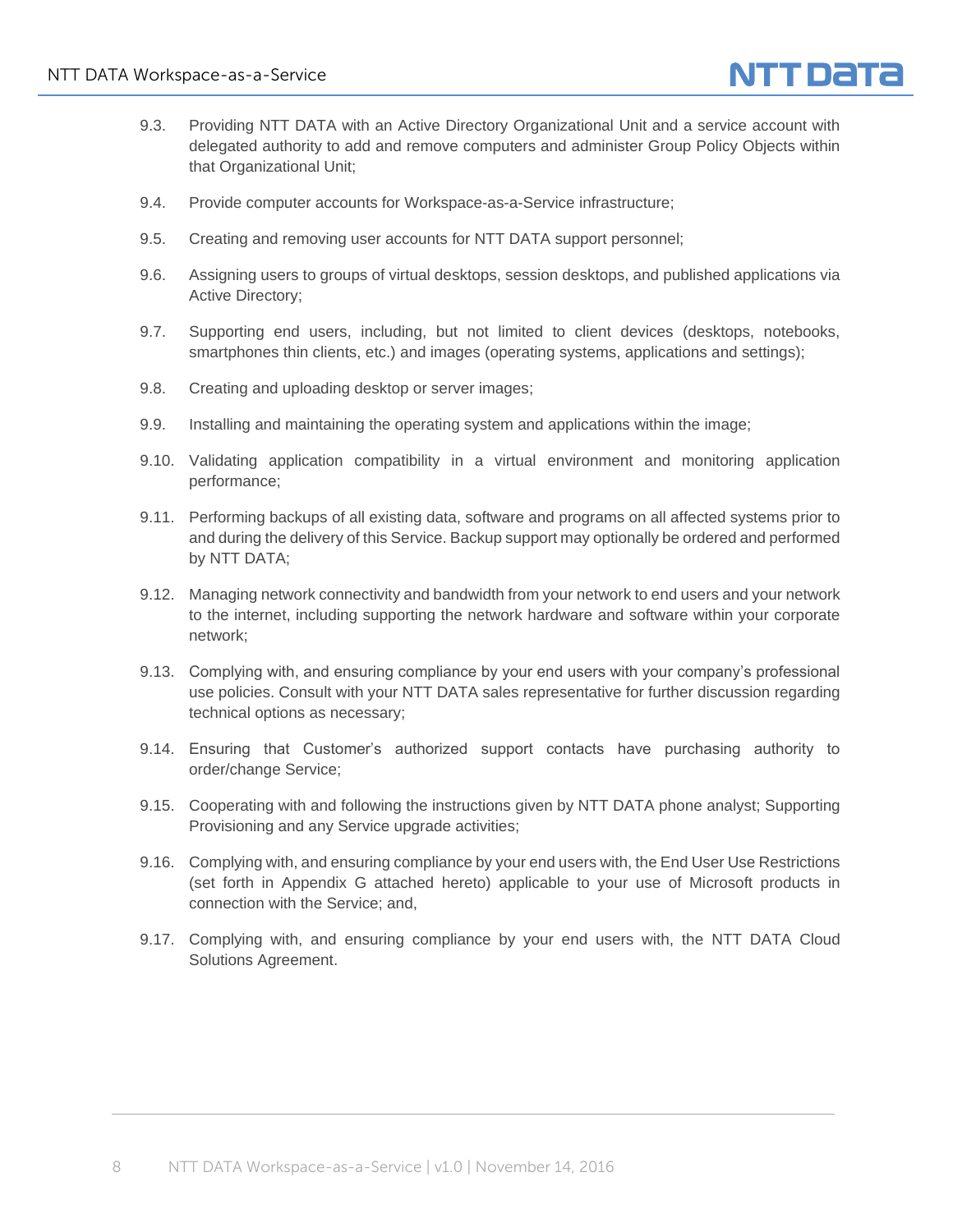9.3. Providing NTT DATA with an Active Directory Organizational Unit and a service account with delegated authority to add and remove computers and administer Group Policy Objects within that Organizational Unit;

9.4. Provide computer accounts for Workspace-as-a-Service infrastructure;

9.5. Creating and removing user accounts for NTT DATA support personnel;

9.6. Assigning users to groups of virtual desktops, session desktops, and published applications via Active Directory;

9.7. Supporting end users, including, but not limited to client devices (desktops, notebooks, smartphones thin clients, etc.) and images (operating systems, applications and settings);

9.8. Creating and uploading desktop or server images;

9.9. Installing and maintaining the operating system and applications within the image;

9.10. Validating application compatibility in a virtual environment and monitoring application performance;

9.11. Performing backups of all existing data, software and programs on all affected systems prior to and during the delivery of this Service. Backup support may optionally be ordered and performed by NTT DATA;

9.12. Managing network connectivity and bandwidth from your network to end users and your network to the internet, including supporting the network hardware and software within your corporate network;

9.13. Complying with, and ensuring compliance by your end users with your company's professional use policies. Consult with your NTT DATA sales representative for further discussion regarding technical options as necessary;

9.14. Ensuring that Customer's authorized support contacts have purchasing authority to order/change Service;

9.15. Cooperating with and following the instructions given by NTT DATA phone analyst; Supporting Provisioning and any Service upgrade activities;

9.16. Complying with, and ensuring compliance by your end users with, the End User Use Restrictions (set forth in Appendix G attached hereto) applicable to your use of Microsoft products in connection with the Service; and,

9.17. Complying with, and ensuring compliance by your end users with, the NTT DATA Cloud Solutions Agreement.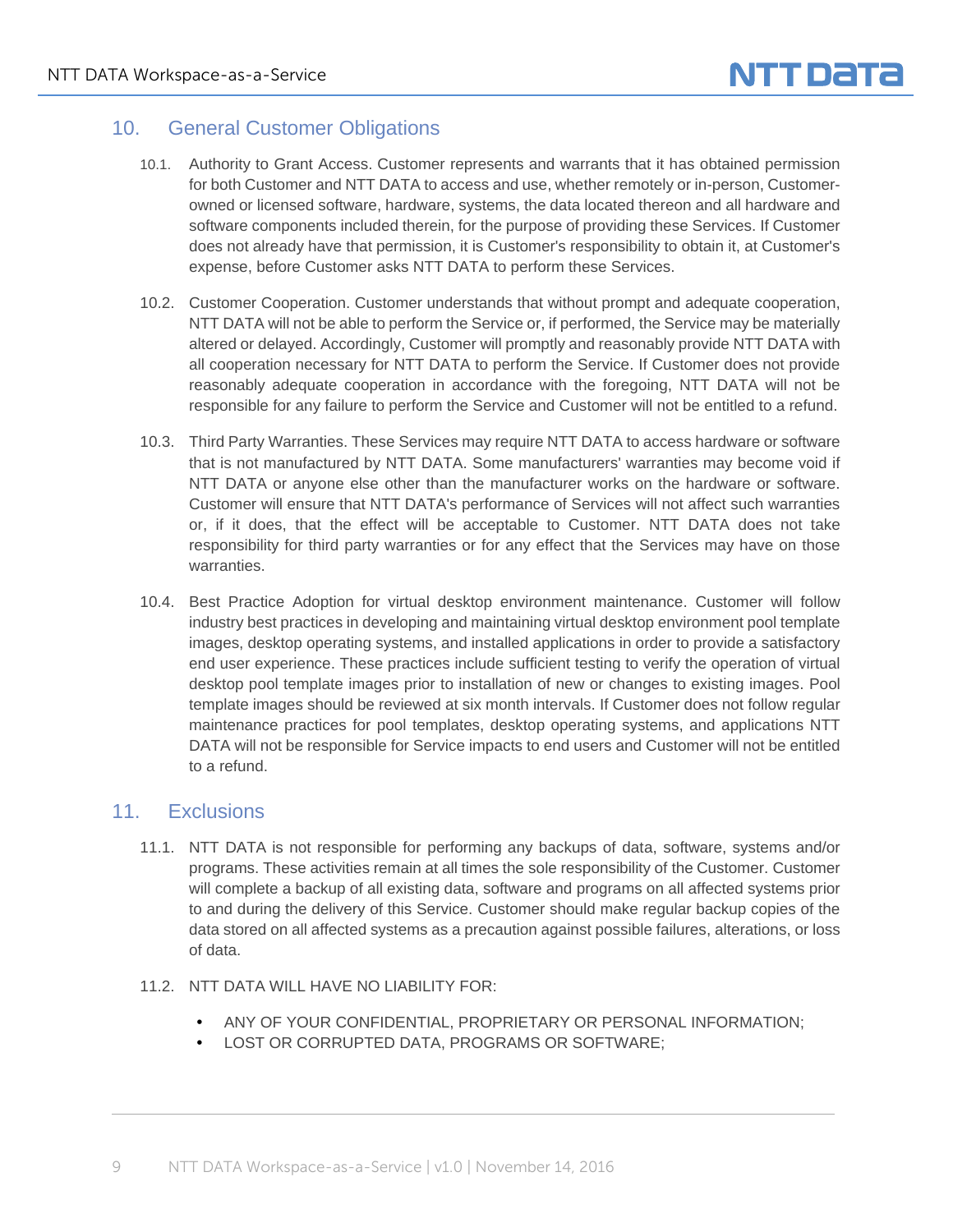## 10. General Customer Obligations

10.1. Authority to Grant Access. Customer represents and warrants that it has obtained permission for both Customer and NTT DATA to access and use, whether remotely or in-person, Customer-owned or licensed software, hardware, systems, the data located thereon and all hardware and software components included therein, for the purpose of providing these Services. If Customer does not already have that permission, it is Customer's responsibility to obtain it, at Customer's expense, before Customer asks NTT DATA to perform these Services.

10.2. Customer Cooperation. Customer understands that without prompt and adequate cooperation, NTT DATA will not be able to perform the Service or, if performed, the Service may be materially altered or delayed. Accordingly, Customer will promptly and reasonably provide NTT DATA with all cooperation necessary for NTT DATA to perform the Service. If Customer does not provide reasonably adequate cooperation in accordance with the foregoing, NTT DATA will not be responsible for any failure to perform the Service and Customer will not be entitled to a refund.

10.3. Third Party Warranties. These Services may require NTT DATA to access hardware or software that is not manufactured by NTT DATA. Some manufacturers' warranties may become void if NTT DATA or anyone else other than the manufacturer works on the hardware or software. Customer will ensure that NTT DATA's performance of Services will not affect such warranties or, if it does, that the effect will be acceptable to Customer. NTT DATA does not take responsibility for third party warranties or for any effect that the Services may have on those warranties.

10.4. Best Practice Adoption for virtual desktop environment maintenance. Customer will follow industry best practices in developing and maintaining virtual desktop environment pool template images, desktop operating systems, and installed applications in order to provide a satisfactory end user experience. These practices include sufficient testing to verify the operation of virtual desktop pool template images prior to installation of new or changes to existing images. Pool template images should be reviewed at six month intervals. If Customer does not follow regular maintenance practices for pool templates, desktop operating systems, and applications NTT DATA will not be responsible for Service impacts to end users and Customer will not be entitled to a refund.

## 11. Exclusions

11.1. NTT DATA is not responsible for performing any backups of data, software, systems and/or programs. These activities remain at all times the sole responsibility of the Customer. Customer will complete a backup of all existing data, software and programs on all affected systems prior to and during the delivery of this Service. Customer should make regular backup copies of the data stored on all affected systems as a precaution against possible failures, alterations, or loss of data.

11.2. NTT DATA WILL HAVE NO LIABILITY FOR:

- ANY OF YOUR CONFIDENTIAL, PROPRIETARY OR PERSONAL INFORMATION;
- LOST OR CORRUPTED DATA, PROGRAMS OR SOFTWARE;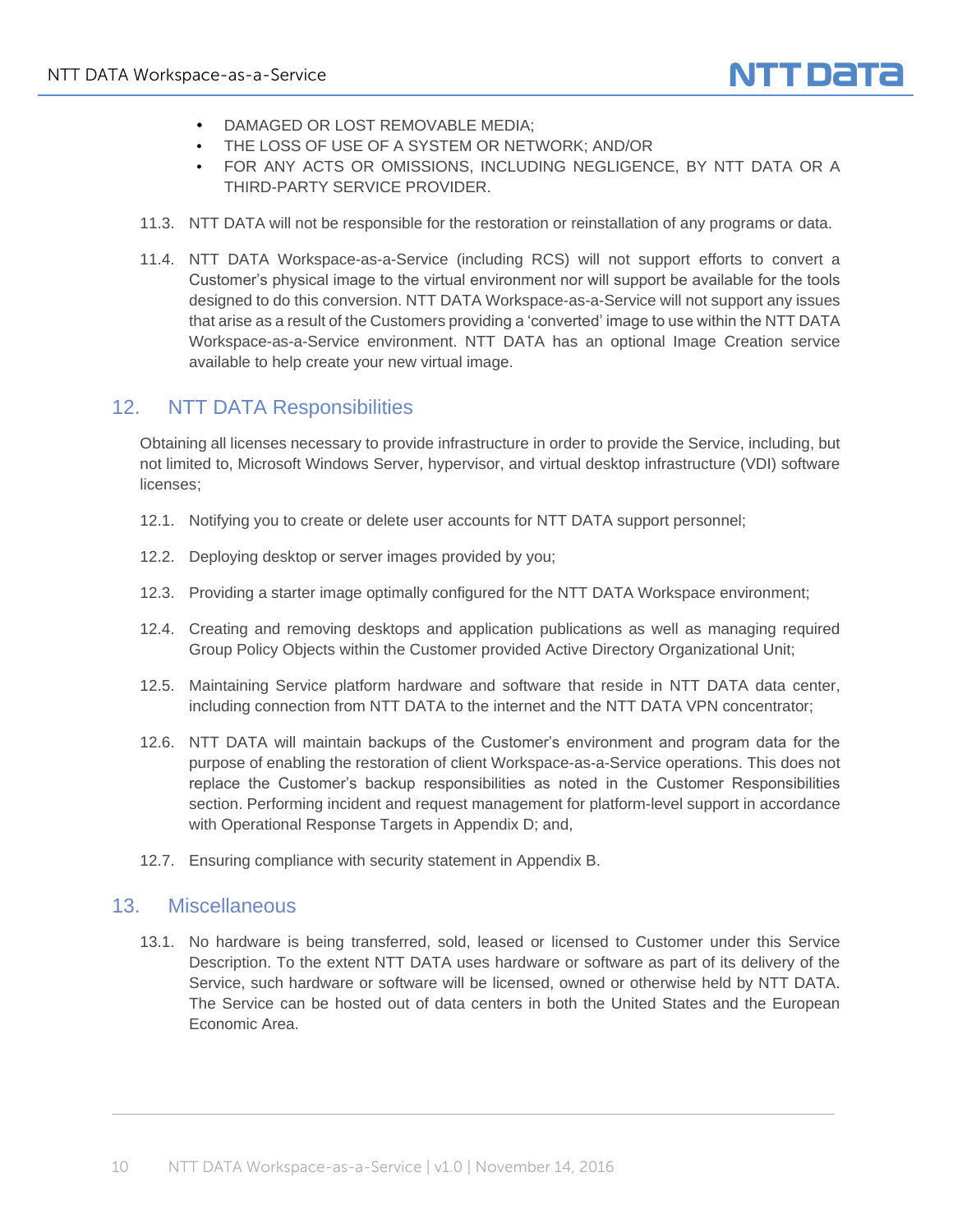- DAMAGED OR LOST REMOVABLE MEDIA;
- THE LOSS OF USE OF A SYSTEM OR NETWORK; AND/OR
- FOR ANY ACTS OR OMISSIONS, INCLUDING NEGLIGENCE, BY NTT DATA OR A THIRD-PARTY SERVICE PROVIDER.

11.3. NTT DATA will not be responsible for the restoration or reinstallation of any programs or data.

11.4. NTT DATA Workspace-as-a-Service (including RCS) will not support efforts to convert a Customer's physical image to the virtual environment nor will support be available for the tools designed to do this conversion. NTT DATA Workspace-as-a-Service will not support any issues that arise as a result of the Customers providing a 'converted' image to use within the NTT DATA Workspace-as-a-Service environment. NTT DATA has an optional Image Creation service available to help create your new virtual image.

## 12. NTT DATA Responsibilities

Obtaining all licenses necessary to provide infrastructure in order to provide the Service, including, but not limited to, Microsoft Windows Server, hypervisor, and virtual desktop infrastructure (VDI) software licenses;

12.1. Notifying you to create or delete user accounts for NTT DATA support personnel;

12.2. Deploying desktop or server images provided by you;

12.3. Providing a starter image optimally configured for the NTT DATA Workspace environment;

12.4. Creating and removing desktops and application publications as well as managing required Group Policy Objects within the Customer provided Active Directory Organizational Unit;

12.5. Maintaining Service platform hardware and software that reside in NTT DATA data center, including connection from NTT DATA to the internet and the NTT DATA VPN concentrator;

12.6. NTT DATA will maintain backups of the Customer's environment and program data for the purpose of enabling the restoration of client Workspace-as-a-Service operations. This does not replace the Customer's backup responsibilities as noted in the Customer Responsibilities section. Performing incident and request management for platform-level support in accordance with Operational Response Targets in Appendix D; and,

12.7. Ensuring compliance with security statement in Appendix B.

## 13. Miscellaneous

13.1. No hardware is being transferred, sold, leased or licensed to Customer under this Service Description. To the extent NTT DATA uses hardware or software as part of its delivery of the Service, such hardware or software will be licensed, owned or otherwise held by NTT DATA. The Service can be hosted out of data centers in both the United States and the European Economic Area.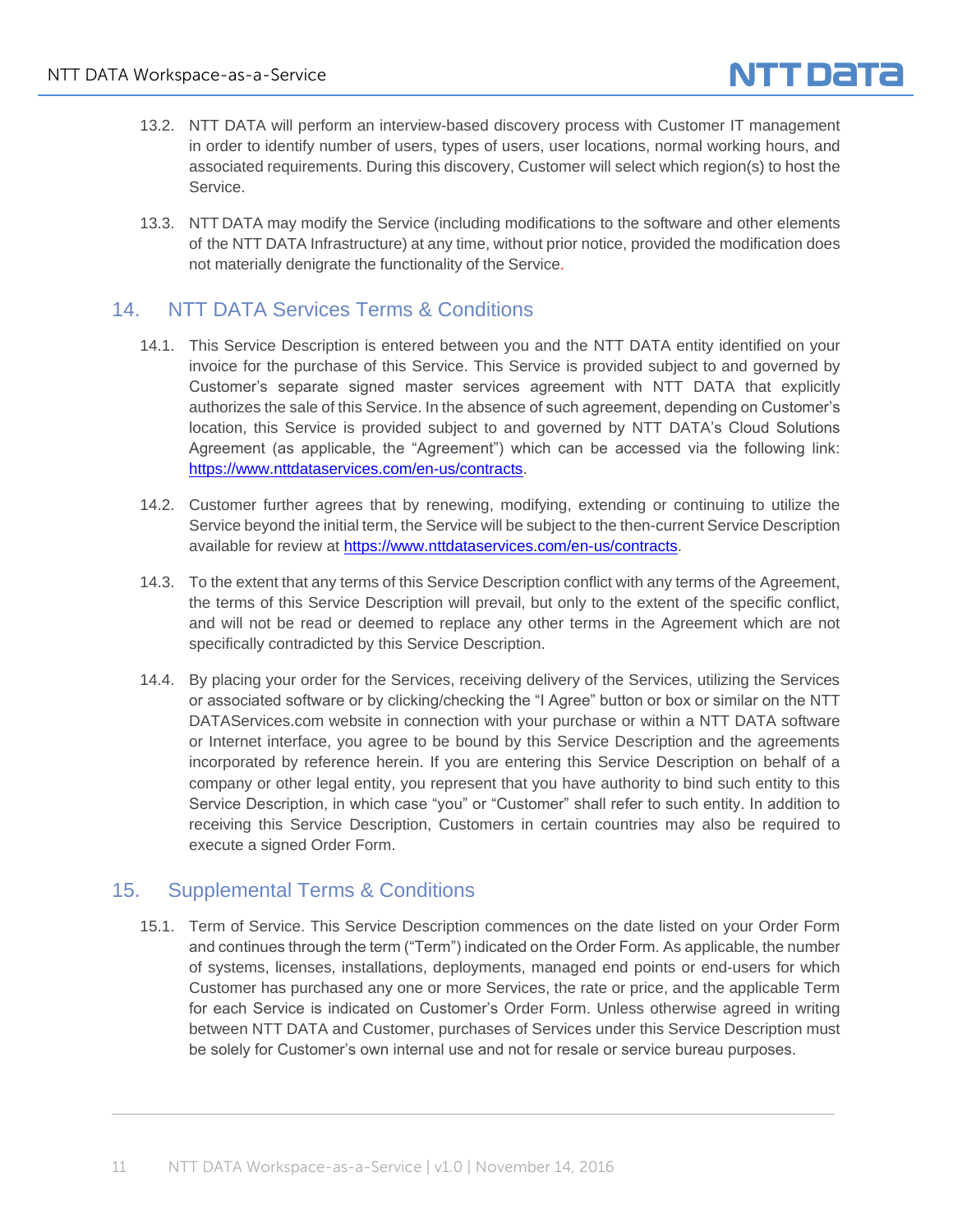13.2. NTT DATA will perform an interview-based discovery process with Customer IT management in order to identify number of users, types of users, user locations, normal working hours, and associated requirements. During this discovery, Customer will select which region(s) to host the Service.

13.3. NTT DATA may modify the Service (including modifications to the software and other elements of the NTT DATA Infrastructure) at any time, without prior notice, provided the modification does not materially denigrate the functionality of the Service.

## 14. NTT DATA Services Terms & Conditions

14.1. This Service Description is entered between you and the NTT DATA entity identified on your invoice for the purchase of this Service. This Service is provided subject to and governed by Customer's separate signed master services agreement with NTT DATA that explicitly authorizes the sale of this Service. In the absence of such agreement, depending on Customer's location, this Service is provided subject to and governed by NTT DATA's Cloud Solutions Agreement (as applicable, the "Agreement") which can be accessed via the following link: [https://www.nttdataservices.com/en-us/contracts](https://www.nttdataservices.com/en-us/contracts).

14.2. Customer further agrees that by renewing, modifying, extending or continuing to utilize the Service beyond the initial term, the Service will be subject to the then-current Service Description available for review at [https://www.nttdataservices.com/en-us/contracts](https://www.nttdataservices.com/en-us/contracts).

14.3. To the extent that any terms of this Service Description conflict with any terms of the Agreement, the terms of this Service Description will prevail, but only to the extent of the specific conflict, and will not be read or deemed to replace any other terms in the Agreement which are not specifically contradicted by this Service Description.

14.4. By placing your order for the Services, receiving delivery of the Services, utilizing the Services or associated software or by clicking/checking the "I Agree" button or box or similar on the NTT DATAServices.com website in connection with your purchase or within a NTT DATA software or Internet interface, you agree to be bound by this Service Description and the agreements incorporated by reference herein. If you are entering this Service Description on behalf of a company or other legal entity, you represent that you have authority to bind such entity to this Service Description, in which case "you" or "Customer" shall refer to such entity. In addition to receiving this Service Description, Customers in certain countries may also be required to execute a signed Order Form.

## 15. Supplemental Terms & Conditions

15.1. Term of Service. This Service Description commences on the date listed on your Order Form and continues through the term ("Term") indicated on the Order Form. As applicable, the number of systems, licenses, installations, deployments, managed end points or end-users for which Customer has purchased any one or more Services, the rate or price, and the applicable Term for each Service is indicated on Customer's Order Form. Unless otherwise agreed in writing between NTT DATA and Customer, purchases of Services under this Service Description must be solely for Customer's own internal use and not for resale or service bureau purposes.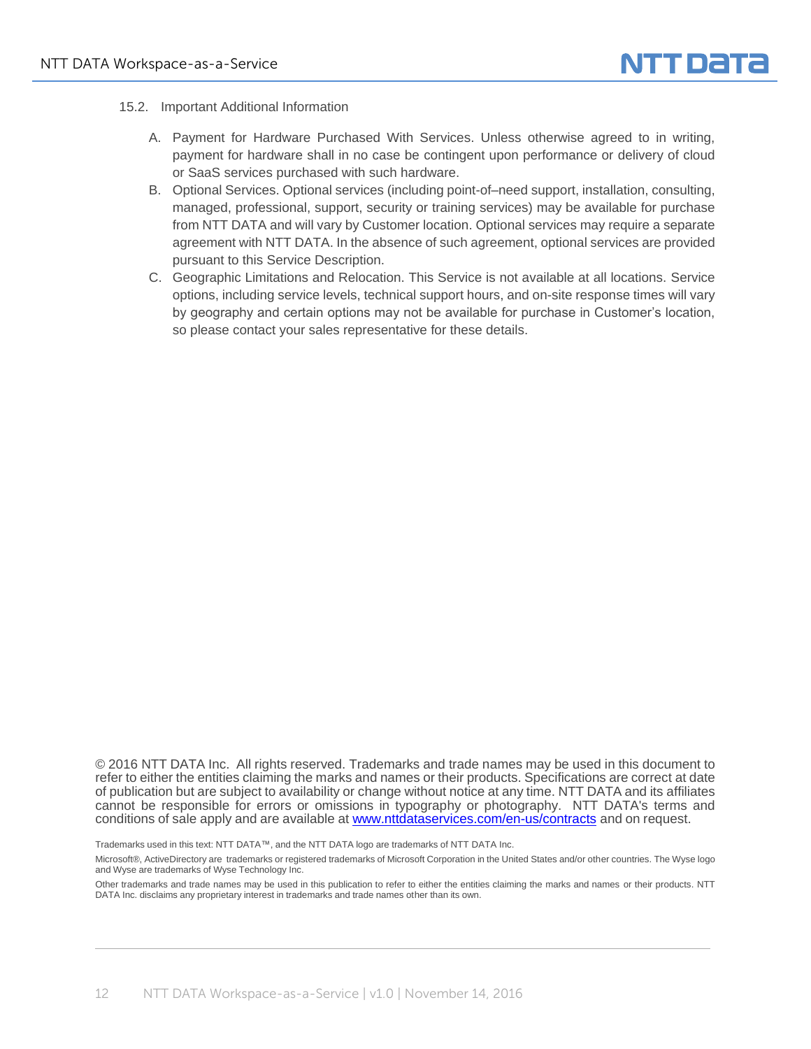### 15.2. Important Additional Information

A. Payment for Hardware Purchased With Services. Unless otherwise agreed to in writing, payment for hardware shall in no case be contingent upon performance or delivery of cloud or SaaS services purchased with such hardware.

B. Optional Services. Optional services (including point-of–need support, installation, consulting, managed, professional, support, security or training services) may be available for purchase from NTT DATA and will vary by Customer location. Optional services may require a separate agreement with NTT DATA. In the absence of such agreement, optional services are provided pursuant to this Service Description.

C. Geographic Limitations and Relocation. This Service is not available at all locations. Service options, including service levels, technical support hours, and on-site response times will vary by geography and certain options may not be available for purchase in Customer's location, so please contact your sales representative for these details.

© 2016 NTT DATA Inc. All rights reserved. Trademarks and trade names may be used in this document to refer to either the entities claiming the marks and names or their products. Specifications are correct at date of publication but are subject to availability or change without notice at any time. NTT DATA and its affiliates cannot be responsible for errors or omissions in typography or photography. NTT DATA's terms and conditions of sale apply and are available at [www.nttdataservices.com/en-us/contracts](http://www.nttdataservices.com/en-us/contracts) and on request.

Trademarks used in this text: NTT DATA™, and the NTT DATA logo are trademarks of NTT DATA Inc.

Microsoft®, ActiveDirectory are trademarks or registered trademarks of Microsoft Corporation in the United States and/or other countries. The Wyse logo and Wyse are trademarks of Wyse Technology Inc.

Other trademarks and trade names may be used in this publication to refer to either the entities claiming the marks and names or their products. NTT DATA Inc. disclaims any proprietary interest in trademarks and trade names other than its own.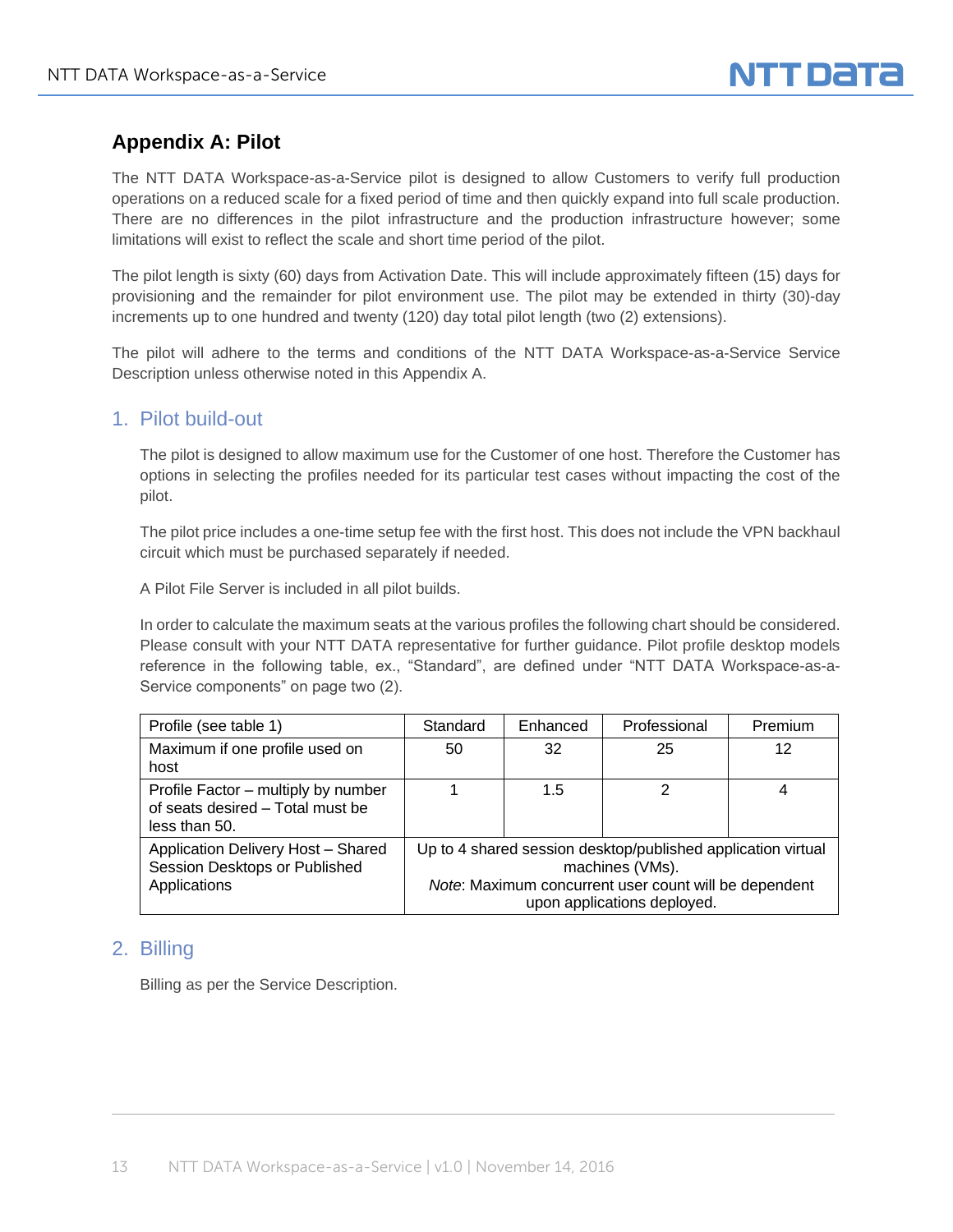# Appendix A: Pilot

The NTT DATA Workspace-as-a-Service pilot is designed to allow Customers to verify full production operations on a reduced scale for a fixed period of time and then quickly expand into full scale production. There are no differences in the pilot infrastructure and the production infrastructure however; some limitations will exist to reflect the scale and short time period of the pilot.

The pilot length is sixty (60) days from Activation Date. This will include approximately fifteen (15) days for provisioning and the remainder for pilot environment use. The pilot may be extended in thirty (30)-day increments up to one hundred and twenty (120) day total pilot length (two (2) extensions).

The pilot will adhere to the terms and conditions of the NTT DATA Workspace-as-a-Service Service Description unless otherwise noted in this Appendix A.

## 1. Pilot build-out

The pilot is designed to allow maximum use for the Customer of one host. Therefore the Customer has options in selecting the profiles needed for its particular test cases without impacting the cost of the pilot.

The pilot price includes a one-time setup fee with the first host. This does not include the VPN backhaul circuit which must be purchased separately if needed.

A Pilot File Server is included in all pilot builds.

In order to calculate the maximum seats at the various profiles the following chart should be considered. Please consult with your NTT DATA representative for further guidance. Pilot profile desktop models reference in the following table, ex., “Standard”, are defined under “NTT DATA Workspace-as-a-Service components” on page two (2).

| Profile (see table 1) | Standard | Enhanced | Professional | Premium |
|---|---|---|---|---|
| Maximum if one profile used on host | 50 | 32 | 25 | 12 |
| Profile Factor – multiply by number of seats desired – Total must be less than 50. | 1 | 1.5 | 2 | 4 |
| Application Delivery Host – Shared Session Desktops or Published Applications | Up to 4 shared session desktop/published application virtual machines (VMs). *Note*: Maximum concurrent user count will be dependent upon applications deployed. | | | |

## 2. Billing

Billing as per the Service Description.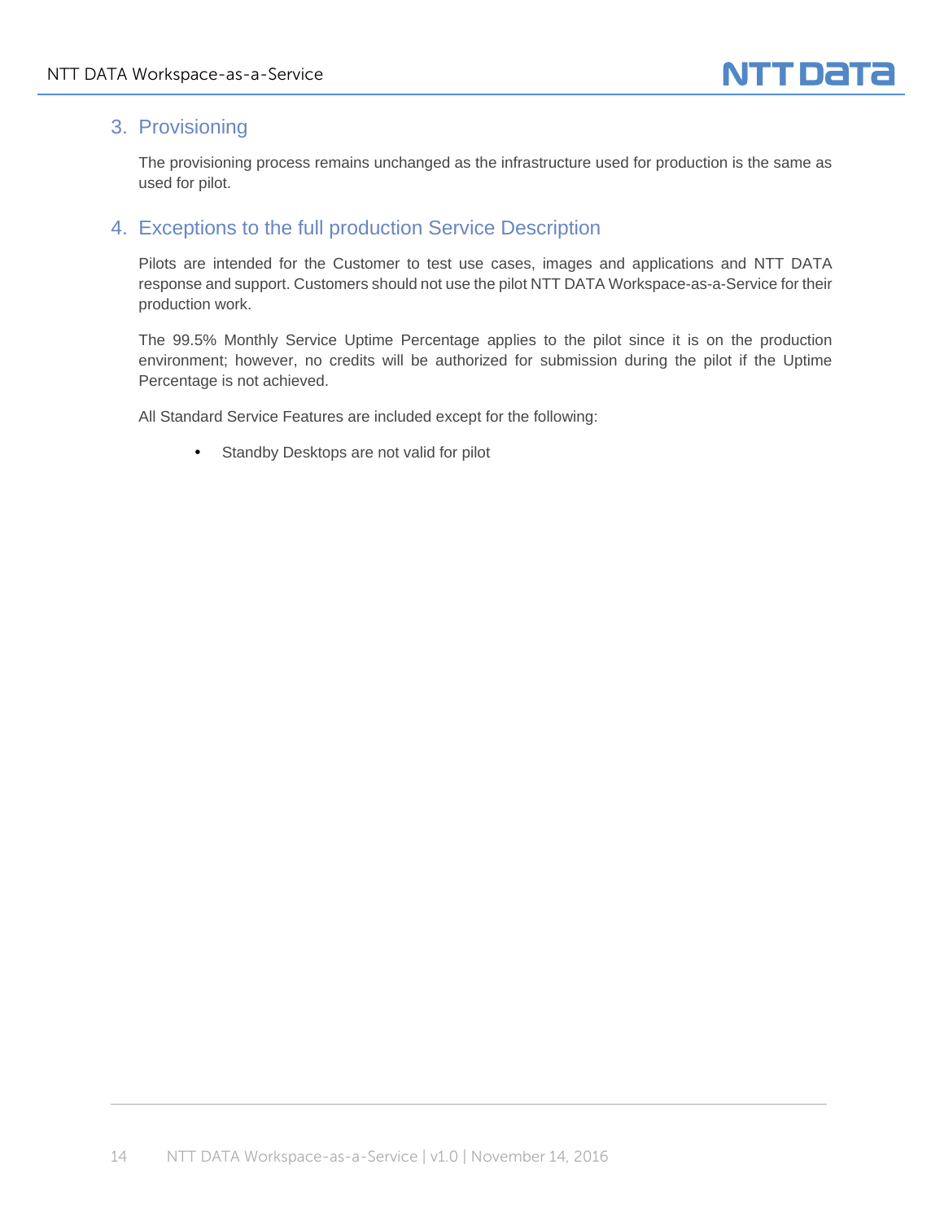## 3. Provisioning

The provisioning process remains unchanged as the infrastructure used for production is the same as used for pilot.

## 4. Exceptions to the full production Service Description

Pilots are intended for the Customer to test use cases, images and applications and NTT DATA response and support. Customers should not use the pilot NTT DATA Workspace-as-a-Service for their production work.

The 99.5% Monthly Service Uptime Percentage applies to the pilot since it is on the production environment; however, no credits will be authorized for submission during the pilot if the Uptime Percentage is not achieved.

All Standard Service Features are included except for the following:

- Standby Desktops are not valid for pilot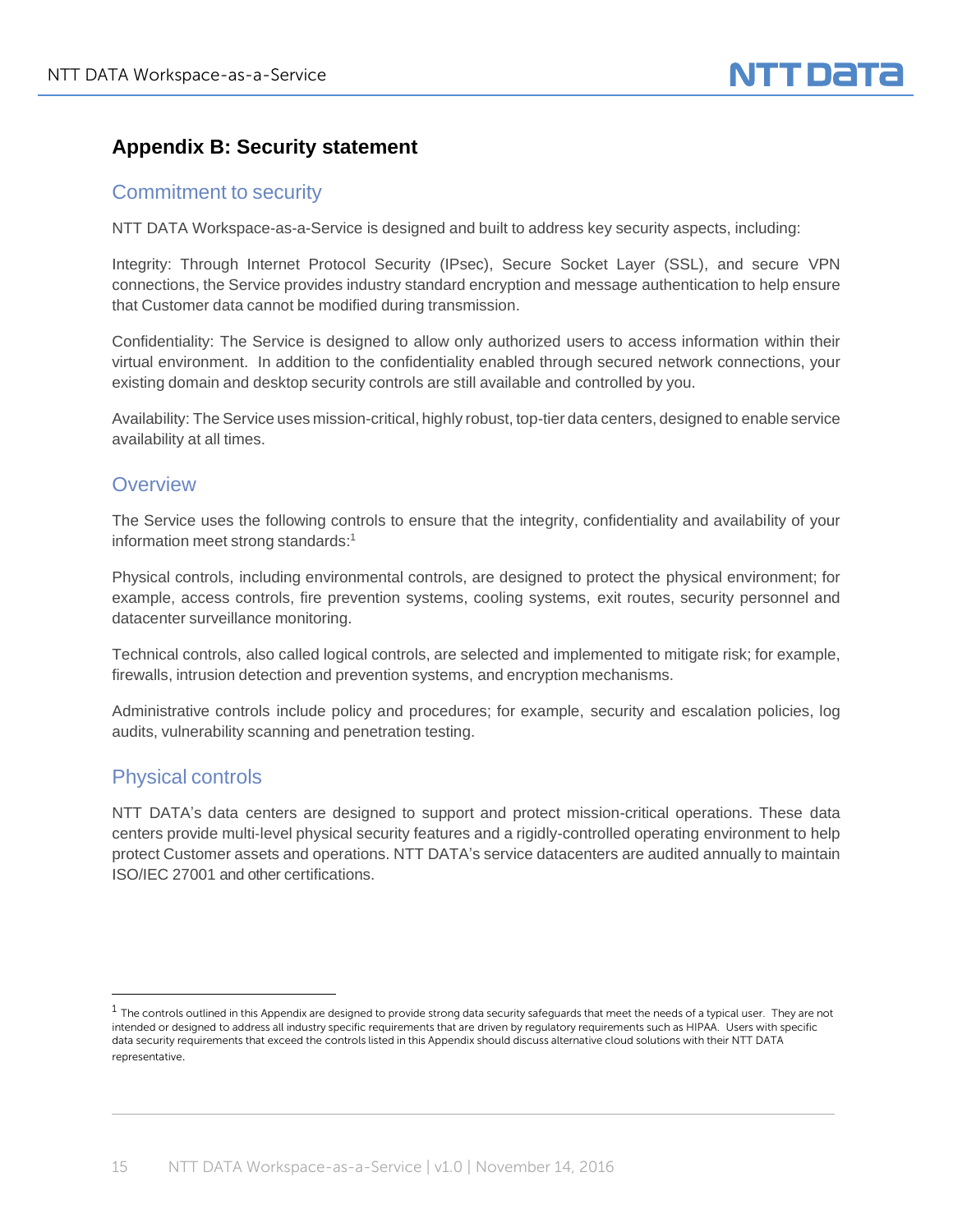## Appendix B: Security statement

### Commitment to security

NTT DATA Workspace-as-a-Service is designed and built to address key security aspects, including:

Integrity: Through Internet Protocol Security (IPsec), Secure Socket Layer (SSL), and secure VPN connections, the Service provides industry standard encryption and message authentication to help ensure that Customer data cannot be modified during transmission.

Confidentiality: The Service is designed to allow only authorized users to access information within their virtual environment. In addition to the confidentiality enabled through secured network connections, your existing domain and desktop security controls are still available and controlled by you.

Availability: The Service uses mission-critical, highly robust, top-tier data centers, designed to enable service availability at all times.

### Overview

The Service uses the following controls to ensure that the integrity, confidentiality and availability of your information meet strong standards:[1]

Physical controls, including environmental controls, are designed to protect the physical environment; for example, access controls, fire prevention systems, cooling systems, exit routes, security personnel and datacenter surveillance monitoring.

Technical controls, also called logical controls, are selected and implemented to mitigate risk; for example, firewalls, intrusion detection and prevention systems, and encryption mechanisms.

Administrative controls include policy and procedures; for example, security and escalation policies, log audits, vulnerability scanning and penetration testing.

### Physical controls

NTT DATA's data centers are designed to support and protect mission-critical operations. These data centers provide multi-level physical security features and a rigidly-controlled operating environment to help protect Customer assets and operations. NTT DATA's service datacenters are audited annually to maintain ISO/IEC 27001 and other certifications.

---

[1] The controls outlined in this Appendix are designed to provide strong data security safeguards that meet the needs of a typical user. They are not intended or designed to address all industry specific requirements that are driven by regulatory requirements such as HIPAA. Users with specific data security requirements that exceed the controls listed in this Appendix should discuss alternative cloud solutions with their NTT DATA representative.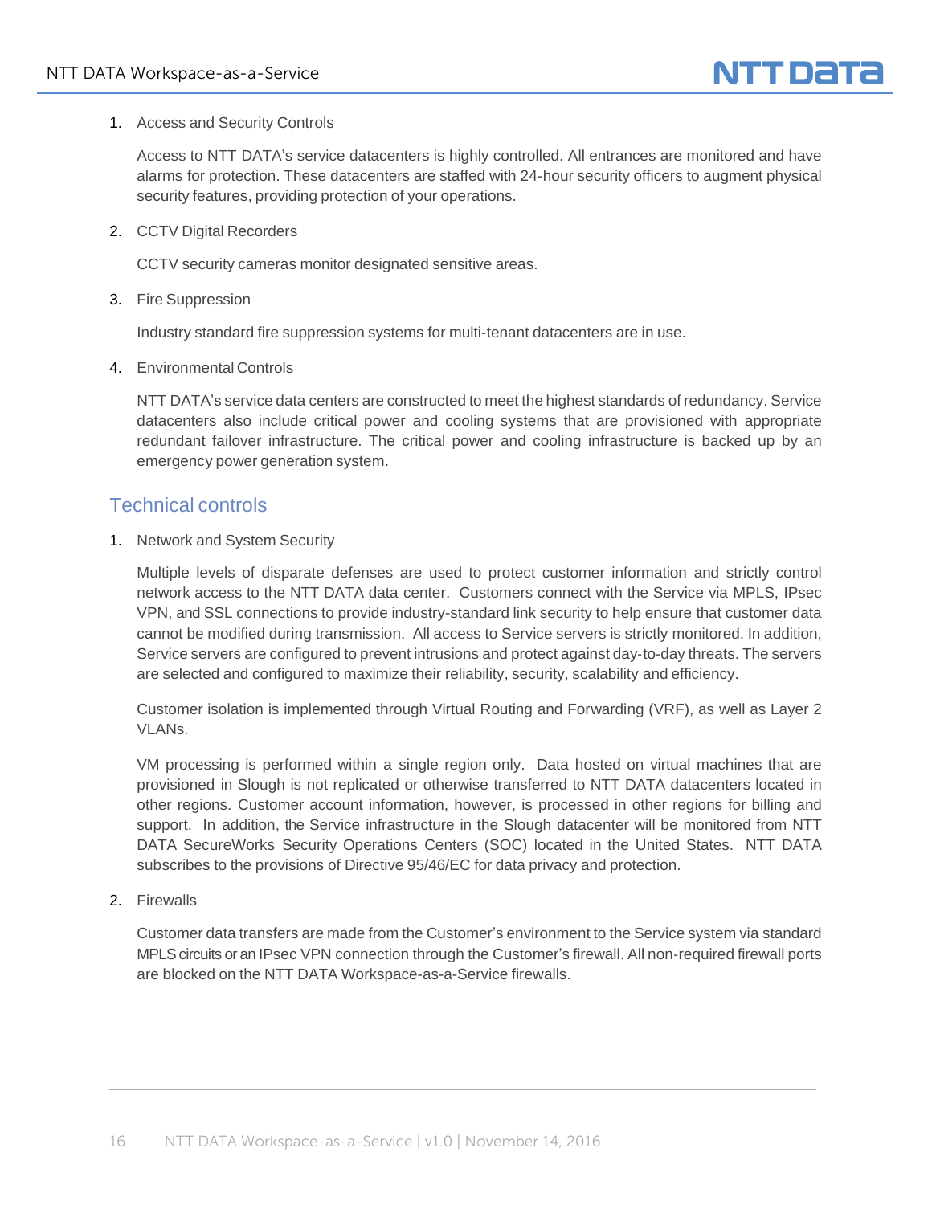1. Access and Security Controls

   Access to NTT DATA's service datacenters is highly controlled. All entrances are monitored and have alarms for protection. These datacenters are staffed with 24-hour security officers to augment physical security features, providing protection of your operations.

2. CCTV Digital Recorders

   CCTV security cameras monitor designated sensitive areas.

3. Fire Suppression

   Industry standard fire suppression systems for multi-tenant datacenters are in use.

4. Environmental Controls

   NTT DATA's service data centers are constructed to meet the highest standards of redundancy. Service datacenters also include critical power and cooling systems that are provisioned with appropriate redundant failover infrastructure. The critical power and cooling infrastructure is backed up by an emergency power generation system.

## Technical controls

1. Network and System Security

   Multiple levels of disparate defenses are used to protect customer information and strictly control network access to the NTT DATA data center. Customers connect with the Service via MPLS, IPsec VPN, and SSL connections to provide industry-standard link security to help ensure that customer data cannot be modified during transmission. All access to Service servers is strictly monitored. In addition, Service servers are configured to prevent intrusions and protect against day-to-day threats. The servers are selected and configured to maximize their reliability, security, scalability and efficiency.

   Customer isolation is implemented through Virtual Routing and Forwarding (VRF), as well as Layer 2 VLANs.

   VM processing is performed within a single region only. Data hosted on virtual machines that are provisioned in Slough is not replicated or otherwise transferred to NTT DATA datacenters located in other regions. Customer account information, however, is processed in other regions for billing and support. In addition, the Service infrastructure in the Slough datacenter will be monitored from NTT DATA SecureWorks Security Operations Centers (SOC) located in the United States. NTT DATA subscribes to the provisions of Directive 95/46/EC for data privacy and protection.

2. Firewalls

   Customer data transfers are made from the Customer's environment to the Service system via standard MPLS circuits or an IPsec VPN connection through the Customer's firewall. All non-required firewall ports are blocked on the NTT DATA Workspace-as-a-Service firewalls.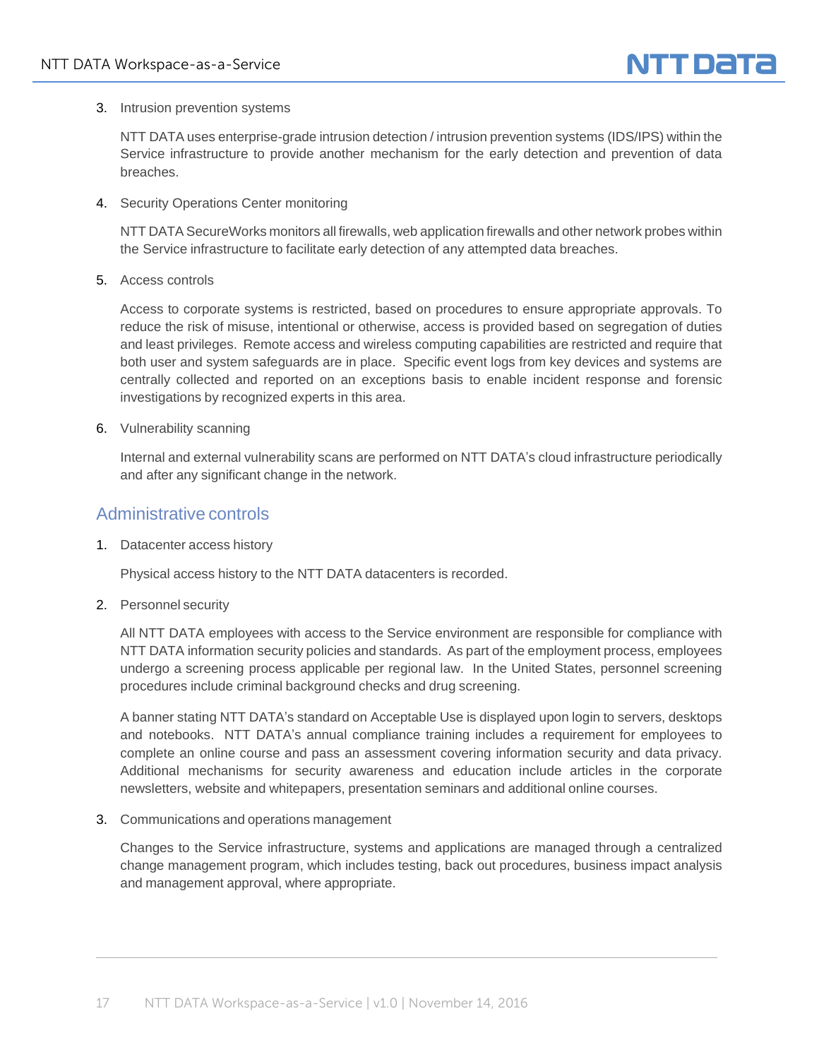3. Intrusion prevention systems

   NTT DATA uses enterprise-grade intrusion detection / intrusion prevention systems (IDS/IPS) within the Service infrastructure to provide another mechanism for the early detection and prevention of data breaches.

4. Security Operations Center monitoring

   NTT DATA SecureWorks monitors all firewalls, web application firewalls and other network probes within the Service infrastructure to facilitate early detection of any attempted data breaches.

5. Access controls

   Access to corporate systems is restricted, based on procedures to ensure appropriate approvals. To reduce the risk of misuse, intentional or otherwise, access is provided based on segregation of duties and least privileges. Remote access and wireless computing capabilities are restricted and require that both user and system safeguards are in place. Specific event logs from key devices and systems are centrally collected and reported on an exceptions basis to enable incident response and forensic investigations by recognized experts in this area.

6. Vulnerability scanning

   Internal and external vulnerability scans are performed on NTT DATA's cloud infrastructure periodically and after any significant change in the network.

## Administrative controls

1. Datacenter access history

   Physical access history to the NTT DATA datacenters is recorded.

2. Personnel security

   All NTT DATA employees with access to the Service environment are responsible for compliance with NTT DATA information security policies and standards. As part of the employment process, employees undergo a screening process applicable per regional law. In the United States, personnel screening procedures include criminal background checks and drug screening.

   A banner stating NTT DATA's standard on Acceptable Use is displayed upon login to servers, desktops and notebooks. NTT DATA's annual compliance training includes a requirement for employees to complete an online course and pass an assessment covering information security and data privacy. Additional mechanisms for security awareness and education include articles in the corporate newsletters, website and whitepapers, presentation seminars and additional online courses.

3. Communications and operations management

   Changes to the Service infrastructure, systems and applications are managed through a centralized change management program, which includes testing, back out procedures, business impact analysis and management approval, where appropriate.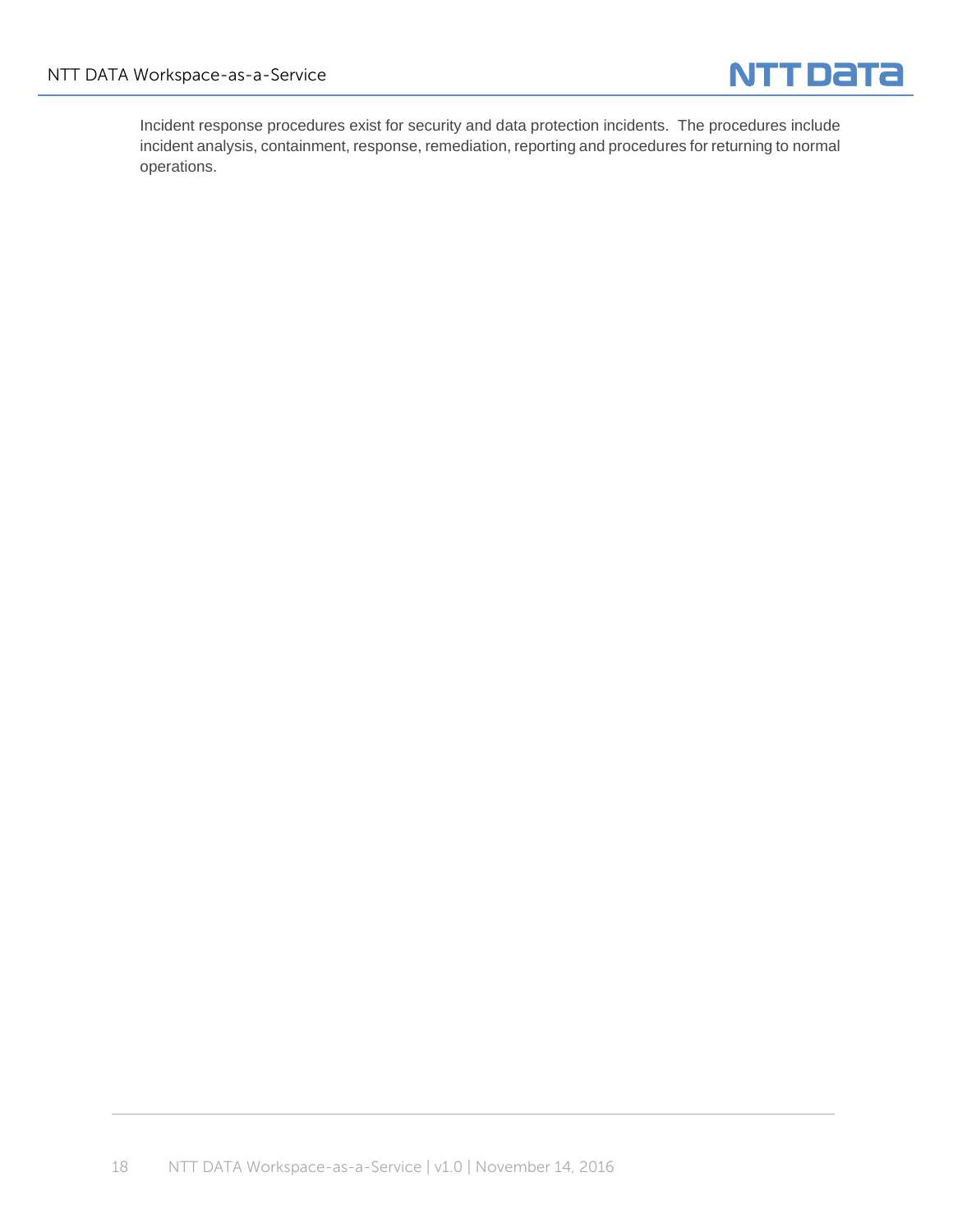Incident response procedures exist for security and data protection incidents. The procedures include incident analysis, containment, response, remediation, reporting and procedures for returning to normal operations.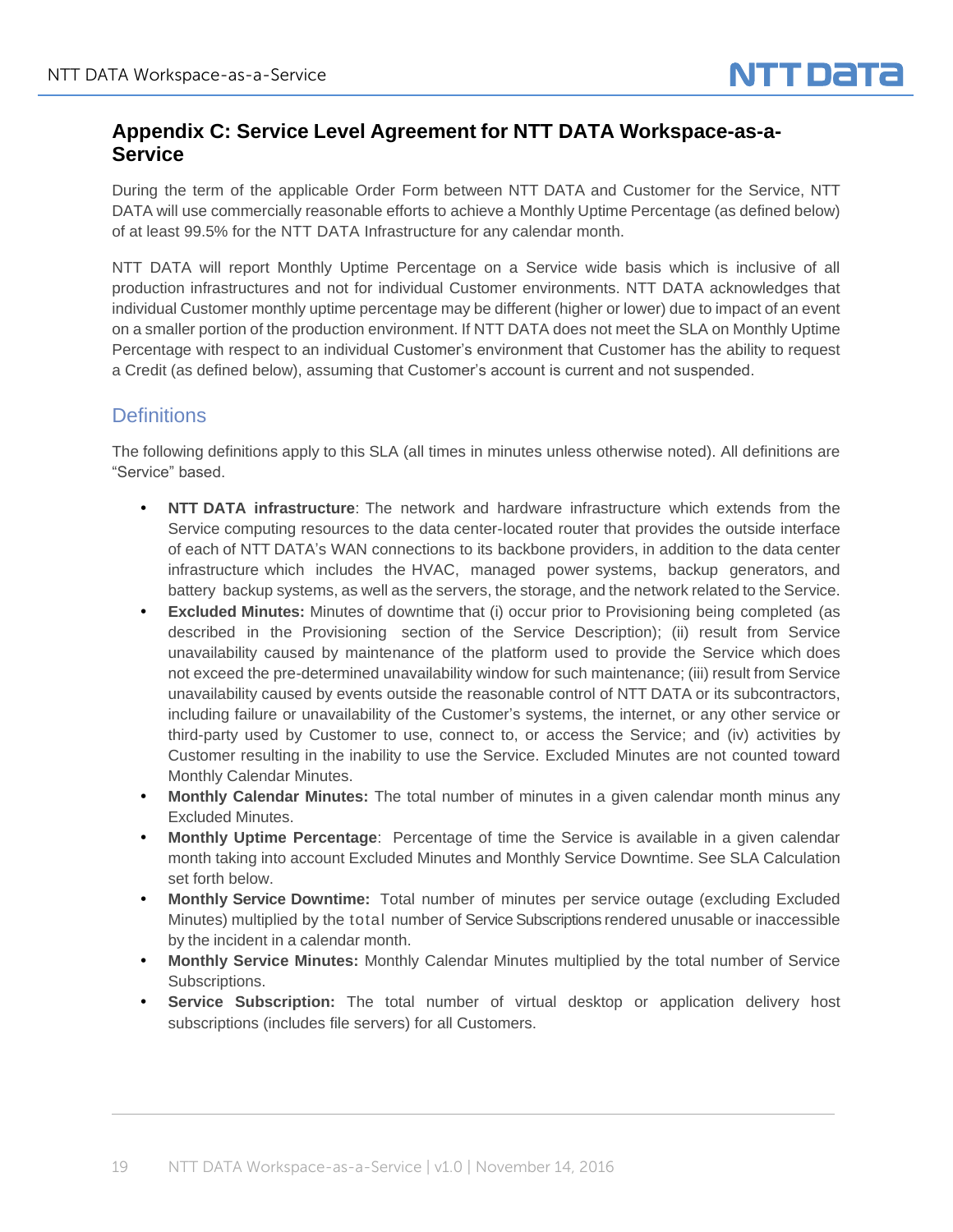## Appendix C: Service Level Agreement for NTT DATA Workspace-as-a-Service

During the term of the applicable Order Form between NTT DATA and Customer for the Service, NTT DATA will use commercially reasonable efforts to achieve a Monthly Uptime Percentage (as defined below) of at least 99.5% for the NTT DATA Infrastructure for any calendar month.

NTT DATA will report Monthly Uptime Percentage on a Service wide basis which is inclusive of all production infrastructures and not for individual Customer environments. NTT DATA acknowledges that individual Customer monthly uptime percentage may be different (higher or lower) due to impact of an event on a smaller portion of the production environment. If NTT DATA does not meet the SLA on Monthly Uptime Percentage with respect to an individual Customer's environment that Customer has the ability to request a Credit (as defined below), assuming that Customer's account is current and not suspended.

### Definitions

The following definitions apply to this SLA (all times in minutes unless otherwise noted). All definitions are "Service" based.

- **NTT DATA infrastructure**: The network and hardware infrastructure which extends from the Service computing resources to the data center-located router that provides the outside interface of each of NTT DATA's WAN connections to its backbone providers, in addition to the data center infrastructure which includes the HVAC, managed power systems, backup generators, and battery backup systems, as well as the servers, the storage, and the network related to the Service.
- **Excluded Minutes:** Minutes of downtime that (i) occur prior to Provisioning being completed (as described in the Provisioning section of the Service Description); (ii) result from Service unavailability caused by maintenance of the platform used to provide the Service which does not exceed the pre-determined unavailability window for such maintenance; (iii) result from Service unavailability caused by events outside the reasonable control of NTT DATA or its subcontractors, including failure or unavailability of the Customer's systems, the internet, or any other service or third-party used by Customer to use, connect to, or access the Service; and (iv) activities by Customer resulting in the inability to use the Service. Excluded Minutes are not counted toward Monthly Calendar Minutes.
- **Monthly Calendar Minutes:** The total number of minutes in a given calendar month minus any Excluded Minutes.
- **Monthly Uptime Percentage**: Percentage of time the Service is available in a given calendar month taking into account Excluded Minutes and Monthly Service Downtime. See SLA Calculation set forth below.
- **Monthly Service Downtime:** Total number of minutes per service outage (excluding Excluded Minutes) multiplied by the total number of Service Subscriptions rendered unusable or inaccessible by the incident in a calendar month.
- **Monthly Service Minutes:** Monthly Calendar Minutes multiplied by the total number of Service Subscriptions.
- **Service Subscription:** The total number of virtual desktop or application delivery host subscriptions (includes file servers) for all Customers.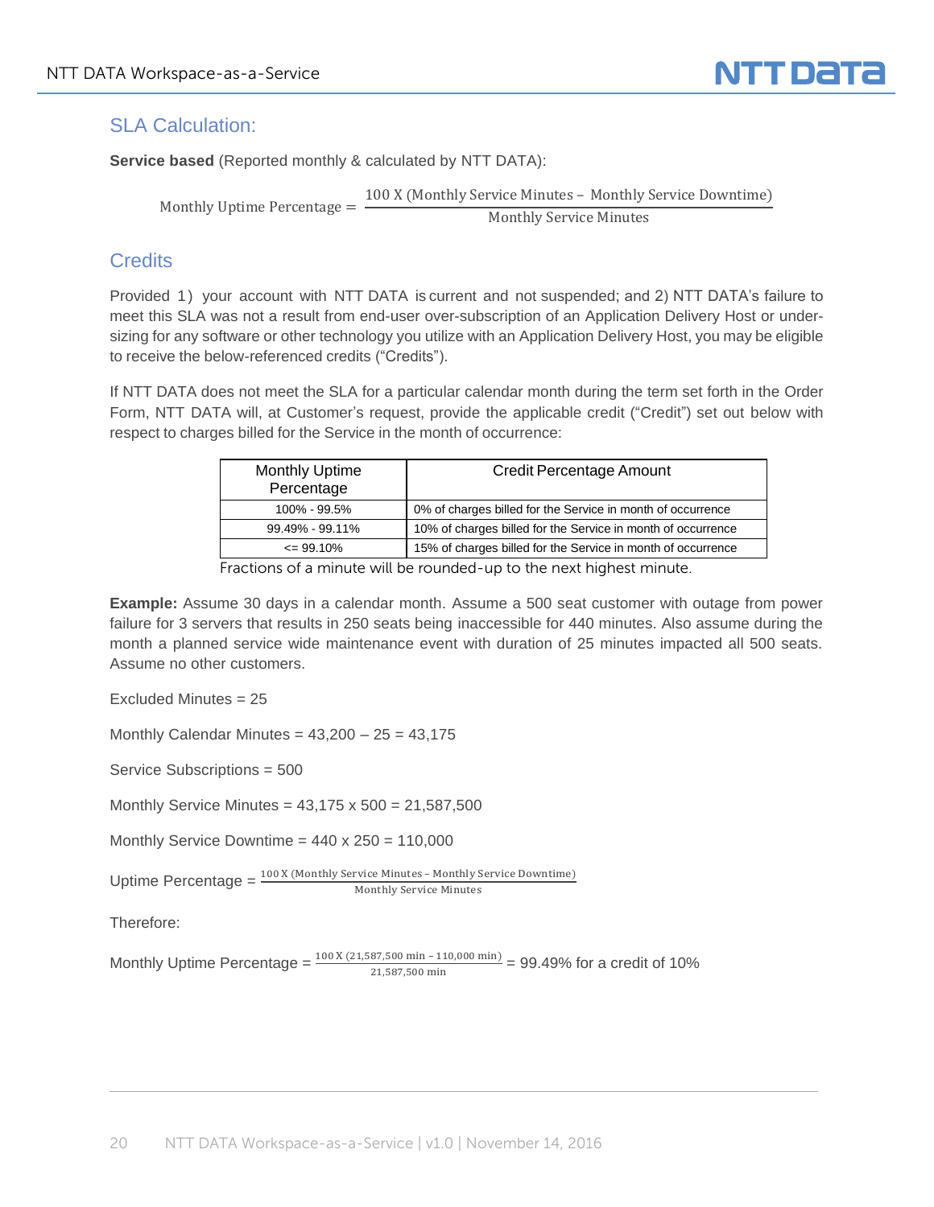## SLA Calculation:

**Service based** (Reported monthly & calculated by NTT DATA):

$$\text{Monthly Uptime Percentage} = \frac{100 \text{ X (Monthly Service Minutes} - \text{ Monthly Service Downtime)}}{\text{Monthly Service Minutes}}$$

## Credits

Provided 1) your account with NTT DATA is current and not suspended; and 2) NTT DATA's failure to meet this SLA was not a result from end-user over-subscription of an Application Delivery Host or under-sizing for any software or other technology you utilize with an Application Delivery Host, you may be eligible to receive the below-referenced credits ("Credits").

If NTT DATA does not meet the SLA for a particular calendar month during the term set forth in the Order Form, NTT DATA will, at Customer's request, provide the applicable credit ("Credit") set out below with respect to charges billed for the Service in the month of occurrence:

| Monthly Uptime Percentage | Credit Percentage Amount |
|---|---|
| 100% - 99.5% | 0% of charges billed for the Service in month of occurrence |
| 99.49% - 99.11% | 10% of charges billed for the Service in month of occurrence |
| <= 99.10% | 15% of charges billed for the Service in month of occurrence |

Fractions of a minute will be rounded-up to the next highest minute.

**Example:** Assume 30 days in a calendar month. Assume a 500 seat customer with outage from power failure for 3 servers that results in 250 seats being inaccessible for 440 minutes. Also assume during the month a planned service wide maintenance event with duration of 25 minutes impacted all 500 seats. Assume no other customers.

Excluded Minutes = 25

Monthly Calendar Minutes = 43,200 – 25 = 43,175

Service Subscriptions = 500

Monthly Service Minutes = 43,175 x 500 = 21,587,500

Monthly Service Downtime = 440 x 250 = 110,000

Uptime Percentage = $\frac{100 \text{ X (Monthly Service Minutes} - \text{Monthly Service Downtime)}}{\text{Monthly Service Minutes}}$

Therefore:

Monthly Uptime Percentage = $\frac{100 \text{ X } (21{,}587{,}500 \text{ min} - 110{,}000 \text{ min})}{21{,}587{,}500 \text{ min}}$ = 99.49% for a credit of 10%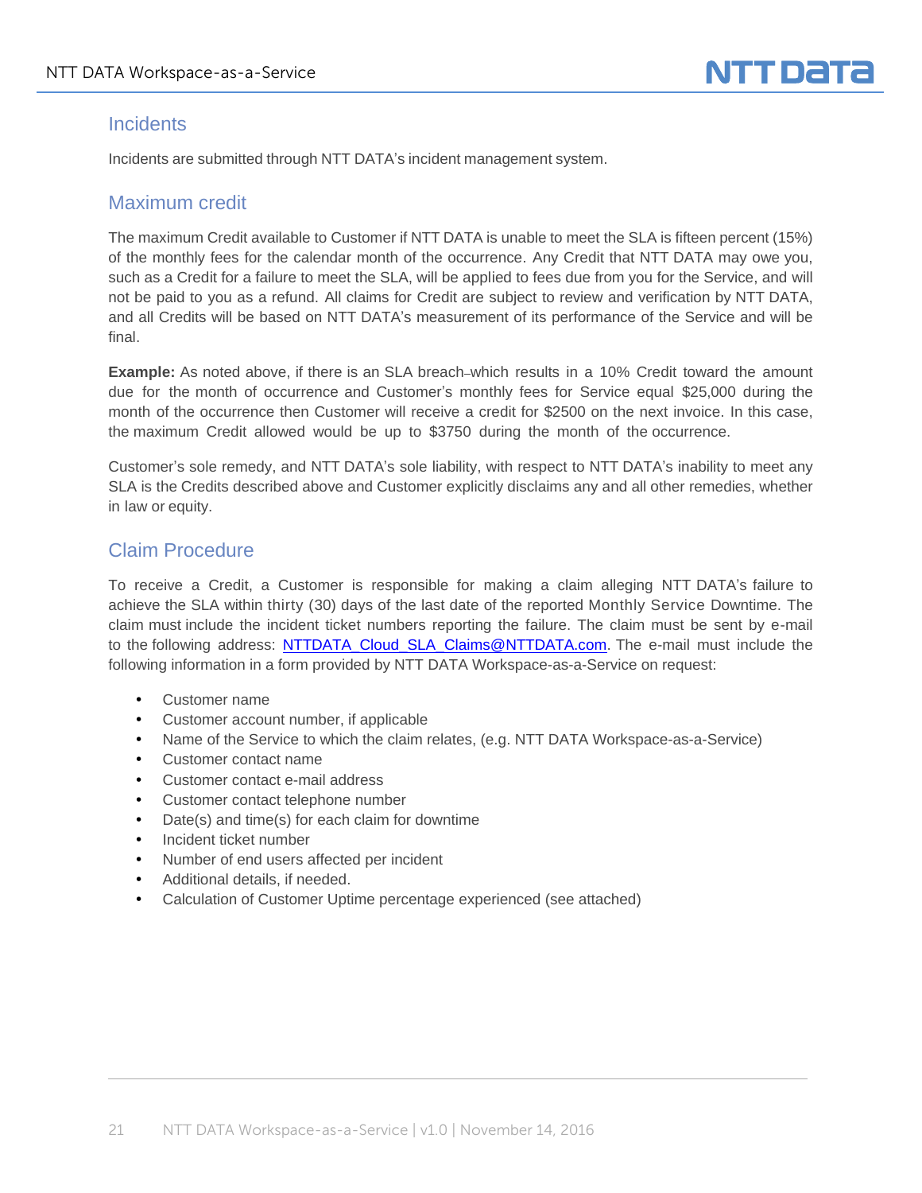## Incidents

Incidents are submitted through NTT DATA's incident management system.

## Maximum credit

The maximum Credit available to Customer if NTT DATA is unable to meet the SLA is fifteen percent (15%) of the monthly fees for the calendar month of the occurrence. Any Credit that NTT DATA may owe you, such as a Credit for a failure to meet the SLA, will be applied to fees due from you for the Service, and will not be paid to you as a refund. All claims for Credit are subject to review and verification by NTT DATA, and all Credits will be based on NTT DATA's measurement of its performance of the Service and will be final.

**Example:** As noted above, if there is an SLA breach which results in a 10% Credit toward the amount due for the month of occurrence and Customer's monthly fees for Service equal $25,000 during the month of the occurrence then Customer will receive a credit for $2500 on the next invoice. In this case, the maximum Credit allowed would be up to $3750 during the month of the occurrence.

Customer's sole remedy, and NTT DATA's sole liability, with respect to NTT DATA's inability to meet any SLA is the Credits described above and Customer explicitly disclaims any and all other remedies, whether in law or equity.

## Claim Procedure

To receive a Credit, a Customer is responsible for making a claim alleging NTT DATA's failure to achieve the SLA within thirty (30) days of the last date of the reported Monthly Service Downtime. The claim must include the incident ticket numbers reporting the failure. The claim must be sent by e-mail to the following address: NTTDATA_Cloud_SLA_Claims@NTTDATA.com. The e-mail must include the following information in a form provided by NTT DATA Workspace-as-a-Service on request:

- Customer name
- Customer account number, if applicable
- Name of the Service to which the claim relates, (e.g. NTT DATA Workspace-as-a-Service)
- Customer contact name
- Customer contact e-mail address
- Customer contact telephone number
- Date(s) and time(s) for each claim for downtime
- Incident ticket number
- Number of end users affected per incident
- Additional details, if needed.
- Calculation of Customer Uptime percentage experienced (see attached)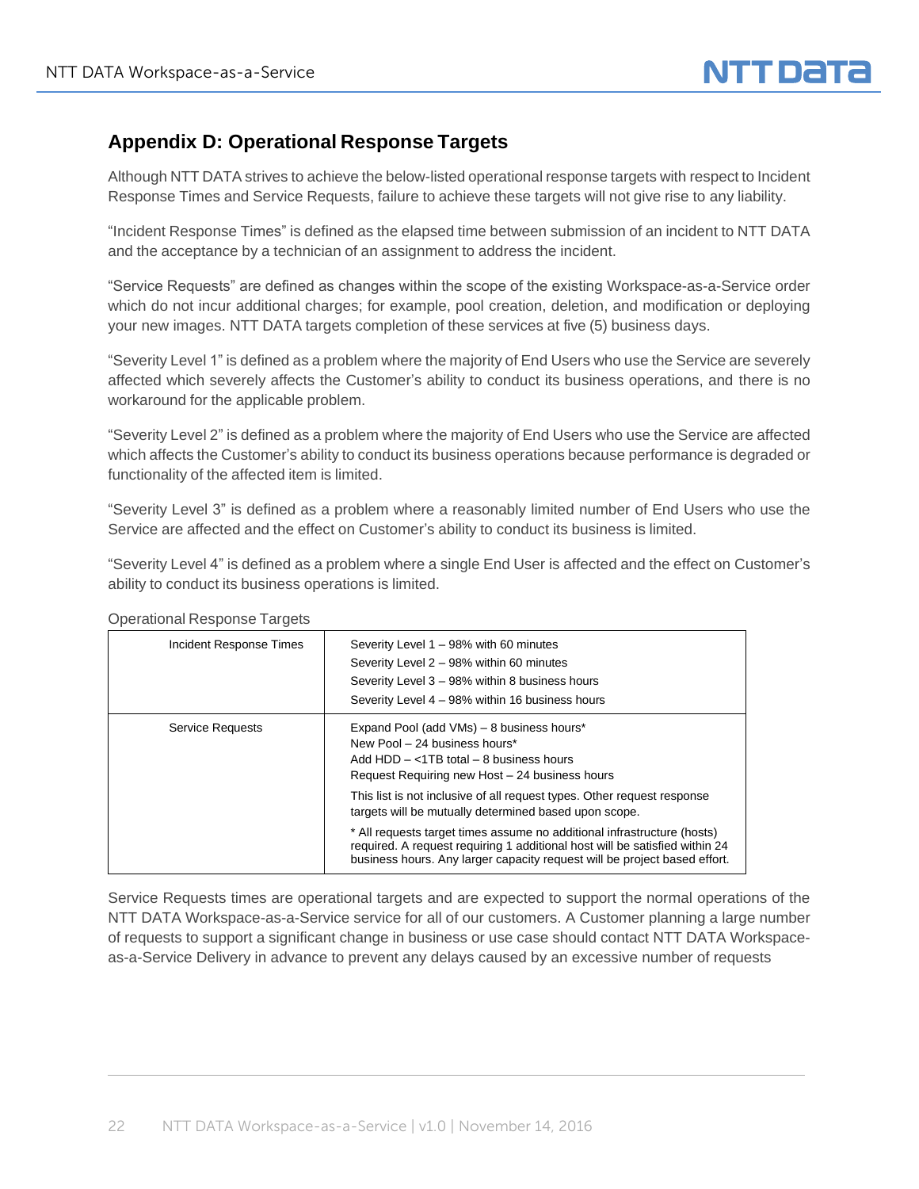## Appendix D: Operational Response Targets

Although NTT DATA strives to achieve the below-listed operational response targets with respect to Incident Response Times and Service Requests, failure to achieve these targets will not give rise to any liability.

"Incident Response Times" is defined as the elapsed time between submission of an incident to NTT DATA and the acceptance by a technician of an assignment to address the incident.

"Service Requests" are defined as changes within the scope of the existing Workspace-as-a-Service order which do not incur additional charges; for example, pool creation, deletion, and modification or deploying your new images. NTT DATA targets completion of these services at five (5) business days.

"Severity Level 1" is defined as a problem where the majority of End Users who use the Service are severely affected which severely affects the Customer's ability to conduct its business operations, and there is no workaround for the applicable problem.

"Severity Level 2" is defined as a problem where the majority of End Users who use the Service are affected which affects the Customer's ability to conduct its business operations because performance is degraded or functionality of the affected item is limited.

"Severity Level 3" is defined as a problem where a reasonably limited number of End Users who use the Service are affected and the effect on Customer's ability to conduct its business is limited.

"Severity Level 4" is defined as a problem where a single End User is affected and the effect on Customer's ability to conduct its business operations is limited.

Operational Response Targets

| | |
|---|---|
| Incident Response Times | Severity Level 1 – 98% with 60 minutes<br>Severity Level 2 – 98% within 60 minutes<br>Severity Level 3 – 98% within 8 business hours<br>Severity Level 4 – 98% within 16 business hours |
| Service Requests | Expand Pool (add VMs) – 8 business hours*<br>New Pool – 24 business hours*<br>Add HDD – <1TB total – 8 business hours<br>Request Requiring new Host – 24 business hours<br><br>This list is not inclusive of all request types. Other request response targets will be mutually determined based upon scope.<br><br>* All requests target times assume no additional infrastructure (hosts) required. A request requiring 1 additional host will be satisfied within 24 business hours. Any larger capacity request will be project based effort. |

Service Requests times are operational targets and are expected to support the normal operations of the NTT DATA Workspace-as-a-Service service for all of our customers. A Customer planning a large number of requests to support a significant change in business or use case should contact NTT DATA Workspace-as-a-Service Delivery in advance to prevent any delays caused by an excessive number of requests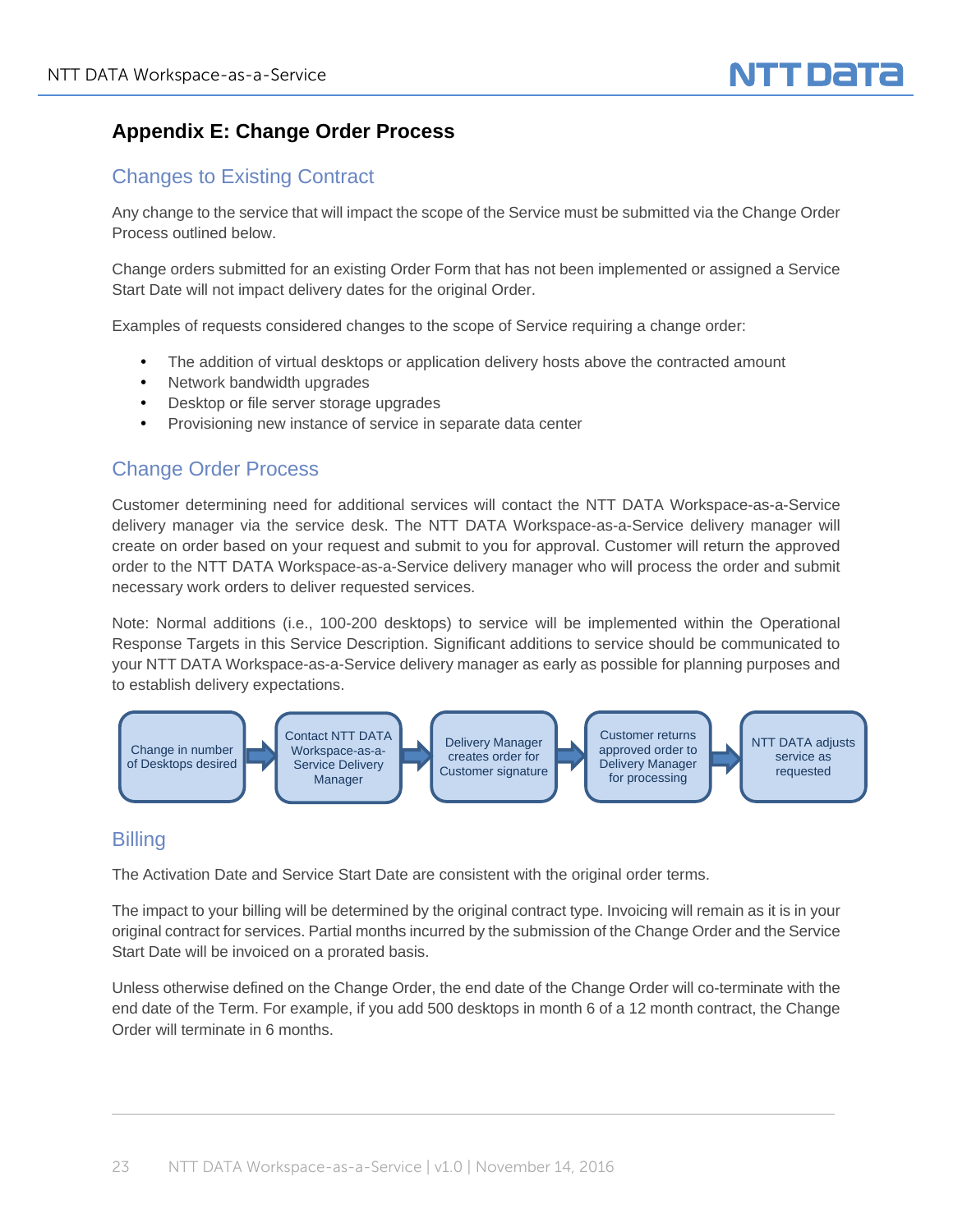# Appendix E: Change Order Process

## Changes to Existing Contract

Any change to the service that will impact the scope of the Service must be submitted via the Change Order Process outlined below.

Change orders submitted for an existing Order Form that has not been implemented or assigned a Service Start Date will not impact delivery dates for the original Order.

Examples of requests considered changes to the scope of Service requiring a change order:

- The addition of virtual desktops or application delivery hosts above the contracted amount
- Network bandwidth upgrades
- Desktop or file server storage upgrades
- Provisioning new instance of service in separate data center

## Change Order Process

Customer determining need for additional services will contact the NTT DATA Workspace-as-a-Service delivery manager via the service desk. The NTT DATA Workspace-as-a-Service delivery manager will create on order based on your request and submit to you for approval. Customer will return the approved order to the NTT DATA Workspace-as-a-Service delivery manager who will process the order and submit necessary work orders to deliver requested services.

Note: Normal additions (i.e., 100-200 desktops) to service will be implemented within the Operational Response Targets in this Service Description. Significant additions to service should be communicated to your NTT DATA Workspace-as-a-Service delivery manager as early as possible for planning purposes and to establish delivery expectations.

Change in number of Desktops desired → Contact NTT DATA Workspace-as-a-Service Delivery Manager → Delivery Manager creates order for Customer signature → Customer returns approved order to Delivery Manager for processing → NTT DATA adjusts service as requested

## Billing

The Activation Date and Service Start Date are consistent with the original order terms.

The impact to your billing will be determined by the original contract type. Invoicing will remain as it is in your original contract for services. Partial months incurred by the submission of the Change Order and the Service Start Date will be invoiced on a prorated basis.

Unless otherwise defined on the Change Order, the end date of the Change Order will co-terminate with the end date of the Term. For example, if you add 500 desktops in month 6 of a 12 month contract, the Change Order will terminate in 6 months.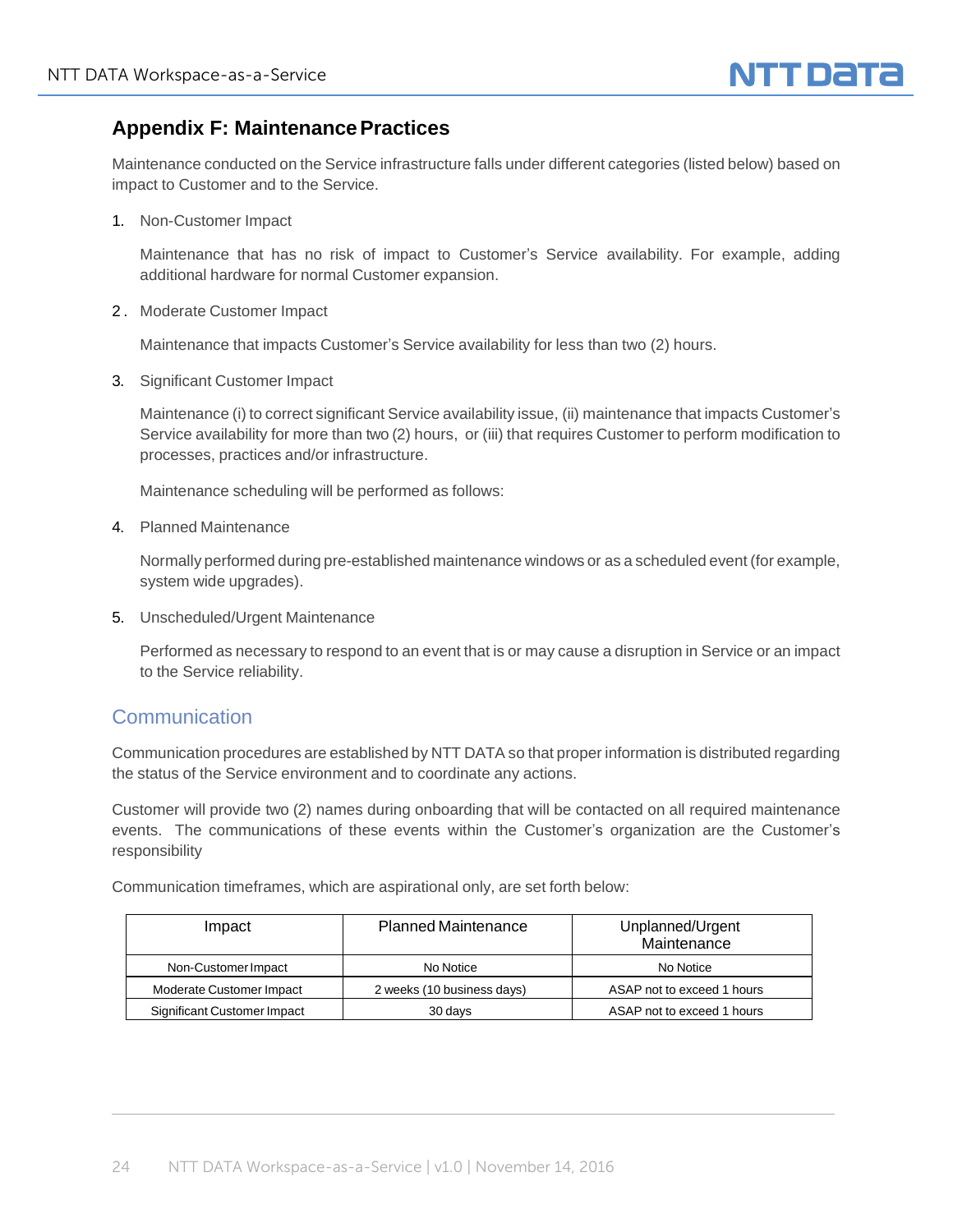## Appendix F: Maintenance Practices

Maintenance conducted on the Service infrastructure falls under different categories (listed below) based on impact to Customer and to the Service.

1. Non-Customer Impact

   Maintenance that has no risk of impact to Customer's Service availability. For example, adding additional hardware for normal Customer expansion.

2. Moderate Customer Impact

   Maintenance that impacts Customer's Service availability for less than two (2) hours.

3. Significant Customer Impact

   Maintenance (i) to correct significant Service availability issue, (ii) maintenance that impacts Customer's Service availability for more than two (2) hours, or (iii) that requires Customer to perform modification to processes, practices and/or infrastructure.

   Maintenance scheduling will be performed as follows:

4. Planned Maintenance

   Normally performed during pre-established maintenance windows or as a scheduled event (for example, system wide upgrades).

5. Unscheduled/Urgent Maintenance

   Performed as necessary to respond to an event that is or may cause a disruption in Service or an impact to the Service reliability.

### Communication

Communication procedures are established by NTT DATA so that proper information is distributed regarding the status of the Service environment and to coordinate any actions.

Customer will provide two (2) names during onboarding that will be contacted on all required maintenance events. The communications of these events within the Customer's organization are the Customer's responsibility

Communication timeframes, which are aspirational only, are set forth below:

| Impact | Planned Maintenance | Unplanned/Urgent Maintenance |
|---|---|---|
| Non-Customer Impact | No Notice | No Notice |
| Moderate Customer Impact | 2 weeks (10 business days) | ASAP not to exceed 1 hours |
| Significant Customer Impact | 30 days | ASAP not to exceed 1 hours |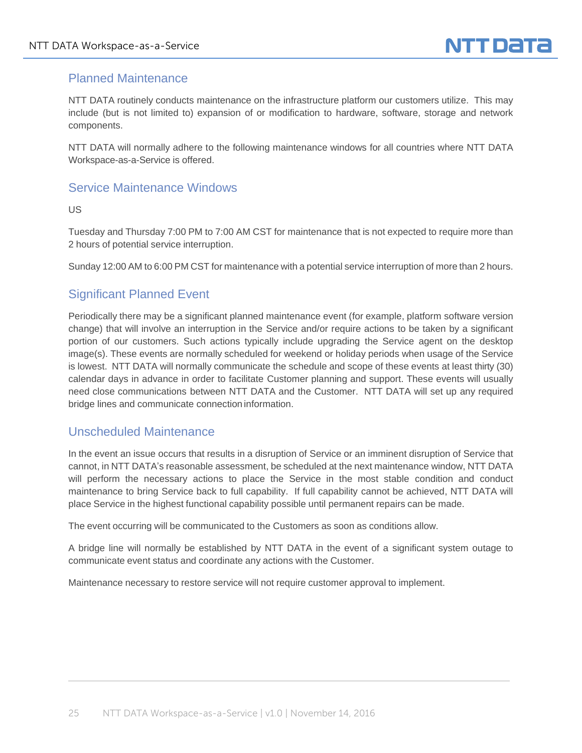## Planned Maintenance

NTT DATA routinely conducts maintenance on the infrastructure platform our customers utilize. This may include (but is not limited to) expansion of or modification to hardware, software, storage and network components.

NTT DATA will normally adhere to the following maintenance windows for all countries where NTT DATA Workspace-as-a-Service is offered.

## Service Maintenance Windows

US

Tuesday and Thursday 7:00 PM to 7:00 AM CST for maintenance that is not expected to require more than 2 hours of potential service interruption.

Sunday 12:00 AM to 6:00 PM CST for maintenance with a potential service interruption of more than 2 hours.

## Significant Planned Event

Periodically there may be a significant planned maintenance event (for example, platform software version change) that will involve an interruption in the Service and/or require actions to be taken by a significant portion of our customers. Such actions typically include upgrading the Service agent on the desktop image(s). These events are normally scheduled for weekend or holiday periods when usage of the Service is lowest. NTT DATA will normally communicate the schedule and scope of these events at least thirty (30) calendar days in advance in order to facilitate Customer planning and support. These events will usually need close communications between NTT DATA and the Customer. NTT DATA will set up any required bridge lines and communicate connection information.

## Unscheduled Maintenance

In the event an issue occurs that results in a disruption of Service or an imminent disruption of Service that cannot, in NTT DATA's reasonable assessment, be scheduled at the next maintenance window, NTT DATA will perform the necessary actions to place the Service in the most stable condition and conduct maintenance to bring Service back to full capability. If full capability cannot be achieved, NTT DATA will place Service in the highest functional capability possible until permanent repairs can be made.

The event occurring will be communicated to the Customers as soon as conditions allow.

A bridge line will normally be established by NTT DATA in the event of a significant system outage to communicate event status and coordinate any actions with the Customer.

Maintenance necessary to restore service will not require customer approval to implement.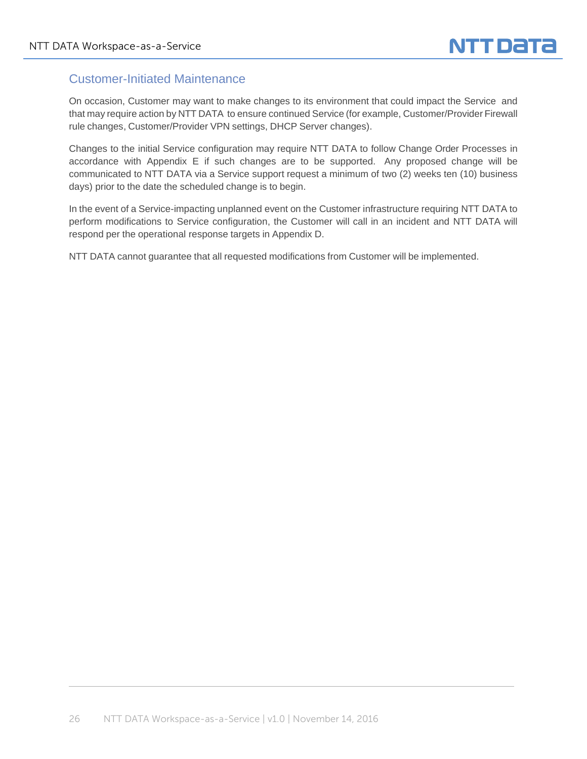## Customer-Initiated Maintenance

On occasion, Customer may want to make changes to its environment that could impact the Service and that may require action by NTT DATA to ensure continued Service (for example, Customer/Provider Firewall rule changes, Customer/Provider VPN settings, DHCP Server changes).

Changes to the initial Service configuration may require NTT DATA to follow Change Order Processes in accordance with Appendix E if such changes are to be supported. Any proposed change will be communicated to NTT DATA via a Service support request a minimum of two (2) weeks ten (10) business days) prior to the date the scheduled change is to begin.

In the event of a Service-impacting unplanned event on the Customer infrastructure requiring NTT DATA to perform modifications to Service configuration, the Customer will call in an incident and NTT DATA will respond per the operational response targets in Appendix D.

NTT DATA cannot guarantee that all requested modifications from Customer will be implemented.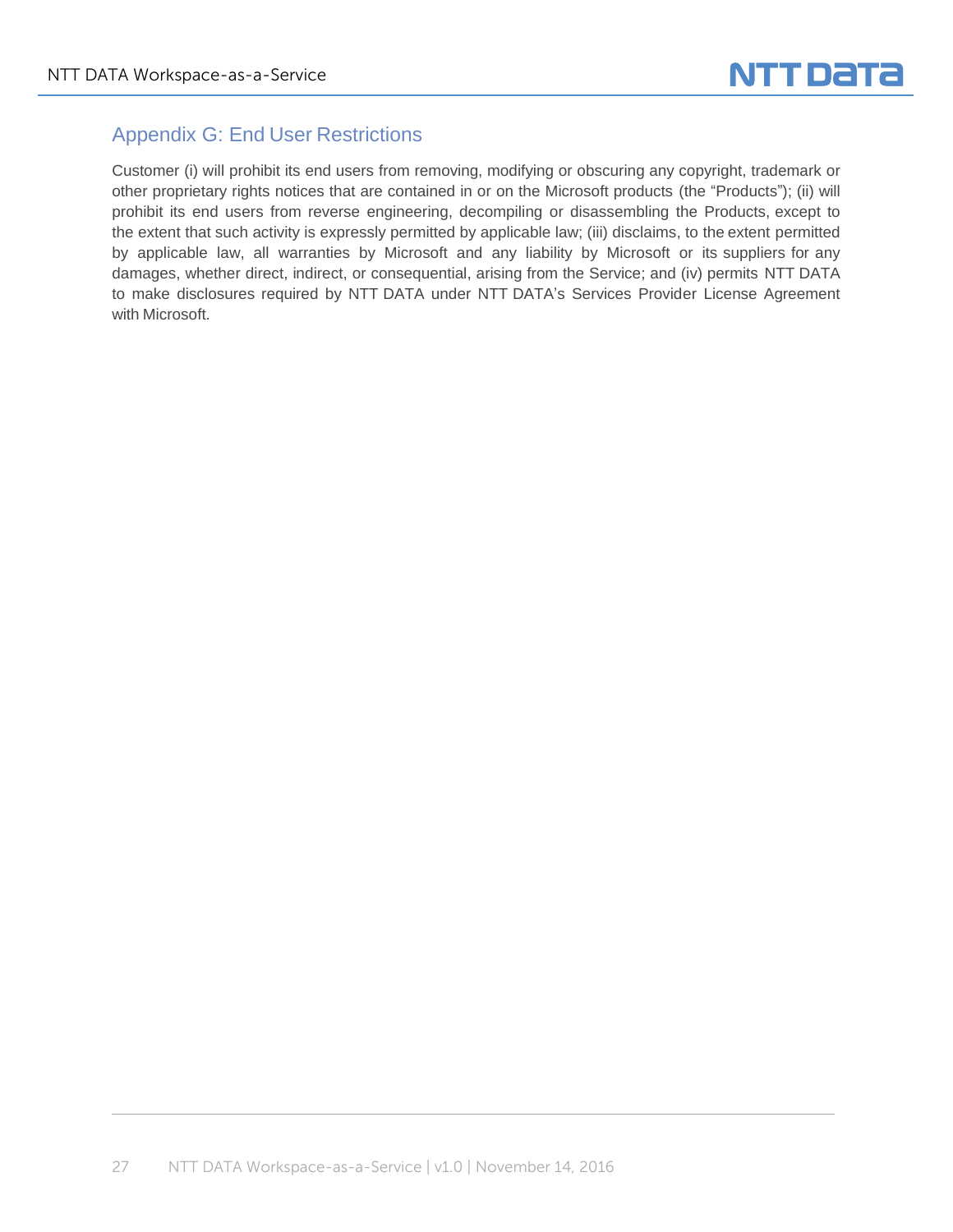## Appendix G: End User Restrictions

Customer (i) will prohibit its end users from removing, modifying or obscuring any copyright, trademark or other proprietary rights notices that are contained in or on the Microsoft products (the "Products"); (ii) will prohibit its end users from reverse engineering, decompiling or disassembling the Products, except to the extent that such activity is expressly permitted by applicable law; (iii) disclaims, to the extent permitted by applicable law, all warranties by Microsoft and any liability by Microsoft or its suppliers for any damages, whether direct, indirect, or consequential, arising from the Service; and (iv) permits NTT DATA to make disclosures required by NTT DATA under NTT DATA's Services Provider License Agreement with Microsoft.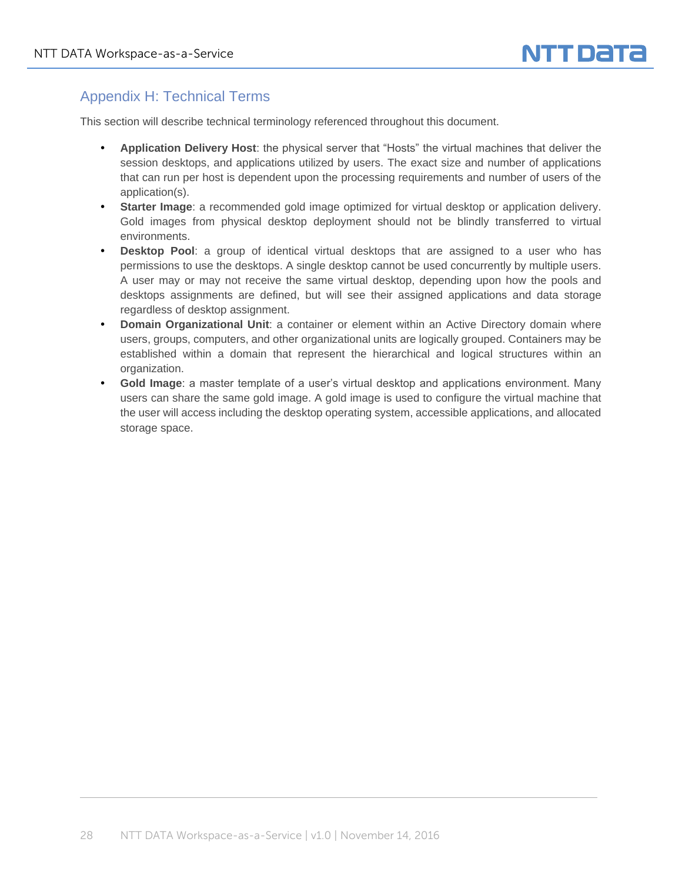## Appendix H: Technical Terms

This section will describe technical terminology referenced throughout this document.

- **Application Delivery Host**: the physical server that "Hosts" the virtual machines that deliver the session desktops, and applications utilized by users. The exact size and number of applications that can run per host is dependent upon the processing requirements and number of users of the application(s).
- **Starter Image**: a recommended gold image optimized for virtual desktop or application delivery. Gold images from physical desktop deployment should not be blindly transferred to virtual environments.
- **Desktop Pool**: a group of identical virtual desktops that are assigned to a user who has permissions to use the desktops. A single desktop cannot be used concurrently by multiple users. A user may or may not receive the same virtual desktop, depending upon how the pools and desktops assignments are defined, but will see their assigned applications and data storage regardless of desktop assignment.
- **Domain Organizational Unit**: a container or element within an Active Directory domain where users, groups, computers, and other organizational units are logically grouped. Containers may be established within a domain that represent the hierarchical and logical structures within an organization.
- **Gold Image**: a master template of a user's virtual desktop and applications environment. Many users can share the same gold image. A gold image is used to configure the virtual machine that the user will access including the desktop operating system, accessible applications, and allocated storage space.